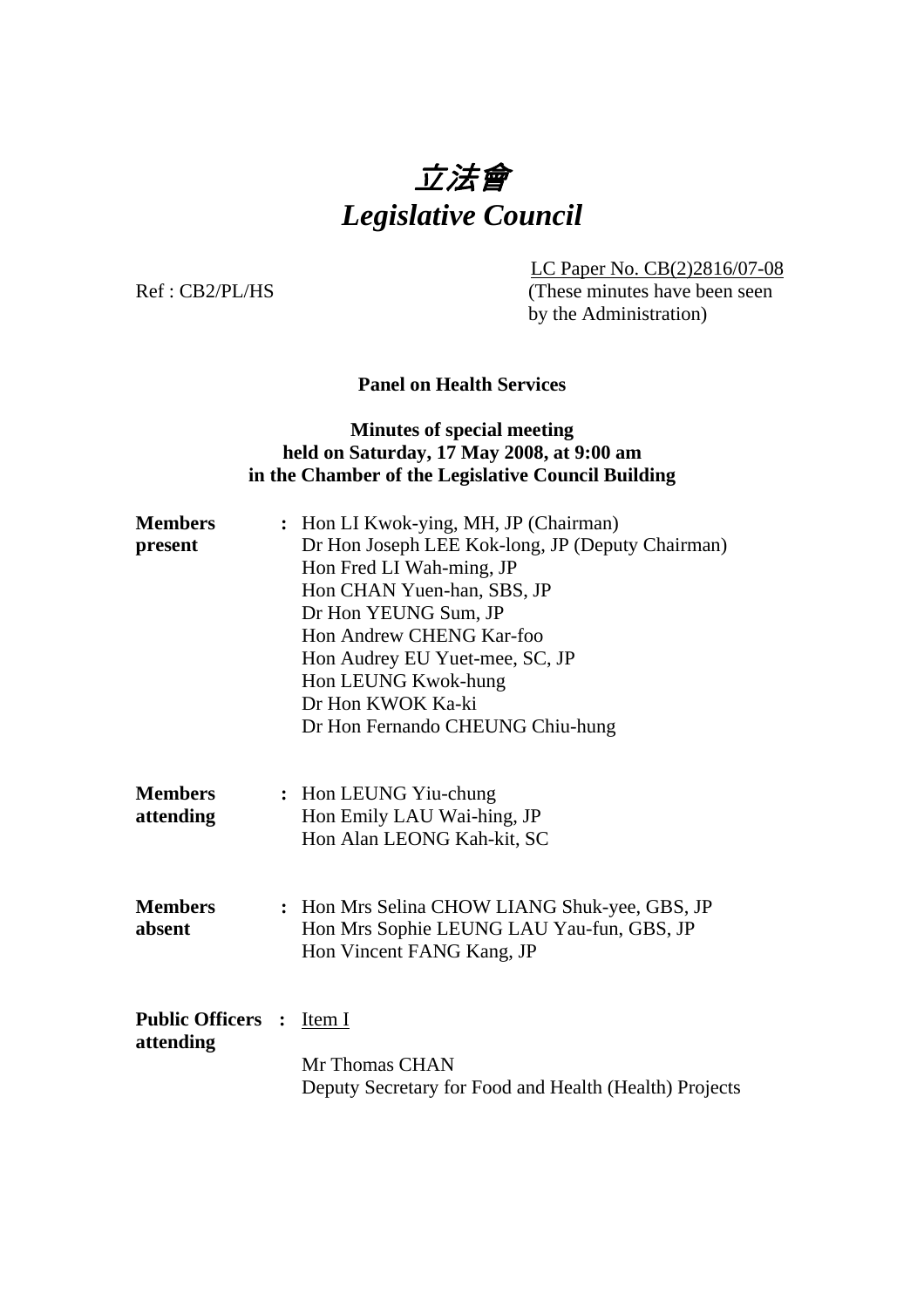# 立法會
# *Legislative Council*

LC Paper No. CB(2)2816/07-08
(These minutes have been seen by the Administration)

Ref : CB2/PL/HS

**Panel on Health Services**

**Minutes of special meeting held on Saturday, 17 May 2008, at 9:00 am in the Chamber of the Legislative Council Building**

| | | |
|---|---|---|
| **Members present** | : | Hon LI Kwok-ying, MH, JP (Chairman)<br>Dr Hon Joseph LEE Kok-long, JP (Deputy Chairman)<br>Hon Fred LI Wah-ming, JP<br>Hon CHAN Yuen-han, SBS, JP<br>Dr Hon YEUNG Sum, JP<br>Hon Andrew CHENG Kar-foo<br>Hon Audrey EU Yuet-mee, SC, JP<br>Hon LEUNG Kwok-hung<br>Dr Hon KWOK Ka-ki<br>Dr Hon Fernando CHEUNG Chiu-hung |
| **Members attending** | : | Hon LEUNG Yiu-chung<br>Hon Emily LAU Wai-hing, JP<br>Hon Alan LEONG Kah-kit, SC |
| **Members absent** | : | Hon Mrs Selina CHOW LIANG Shuk-yee, GBS, JP<br>Hon Mrs Sophie LEUNG LAU Yau-fun, GBS, JP<br>Hon Vincent FANG Kang, JP |
| **Public Officers attending** | : | Item I<br><br>Mr Thomas CHAN<br>Deputy Secretary for Food and Health (Health) Projects |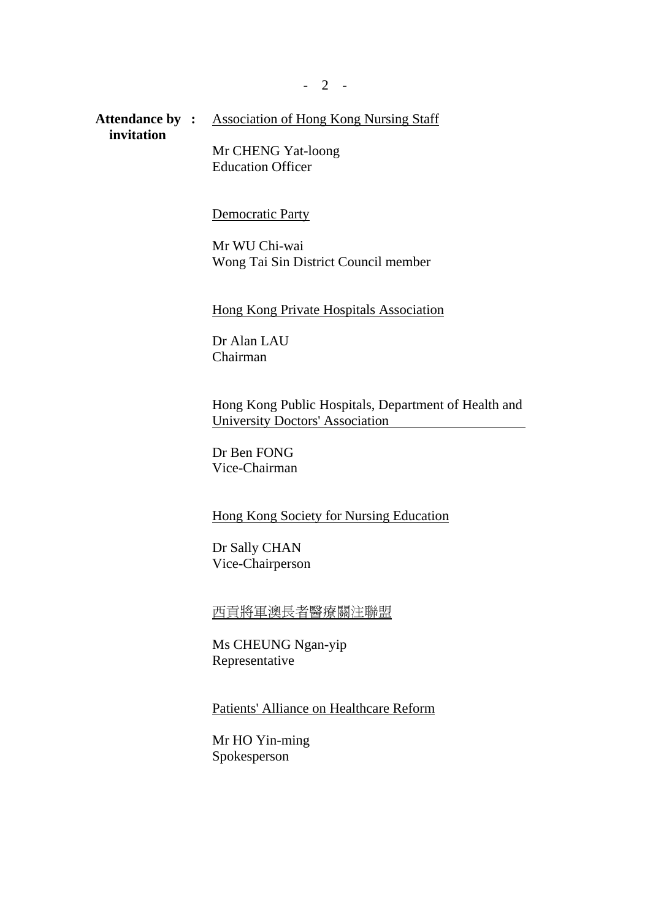**Attendance by invitation :**

Association of Hong Kong Nursing Staff

Mr CHENG Yat-loong
Education Officer

Democratic Party

Mr WU Chi-wai
Wong Tai Sin District Council member

Hong Kong Private Hospitals Association

Dr Alan LAU
Chairman

Hong Kong Public Hospitals, Department of Health and University Doctors' Association

Dr Ben FONG
Vice-Chairman

Hong Kong Society for Nursing Education

Dr Sally CHAN
Vice-Chairperson

西貢將軍澳長者醫療關注聯盟

Ms CHEUNG Ngan-yip
Representative

Patients' Alliance on Healthcare Reform

Mr HO Yin-ming
Spokesperson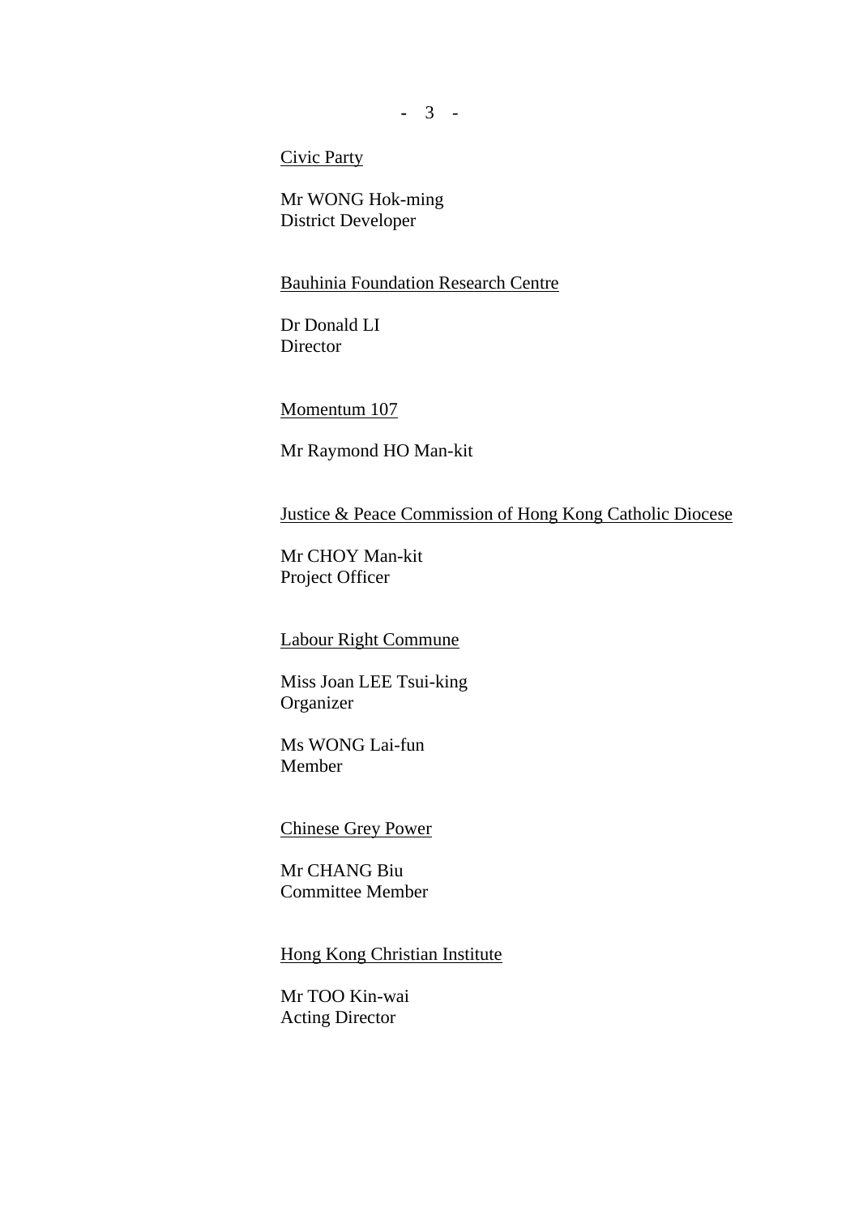<u>Civic Party</u>

Mr WONG Hok-ming
District Developer

<u>Bauhinia Foundation Research Centre</u>

Dr Donald LI
Director

<u>Momentum 107</u>

Mr Raymond HO Man-kit

<u>Justice & Peace Commission of Hong Kong Catholic Diocese</u>

Mr CHOY Man-kit
Project Officer

<u>Labour Right Commune</u>

Miss Joan LEE Tsui-king
Organizer

Ms WONG Lai-fun
Member

<u>Chinese Grey Power</u>

Mr CHANG Biu
Committee Member

<u>Hong Kong Christian Institute</u>

Mr TOO Kin-wai
Acting Director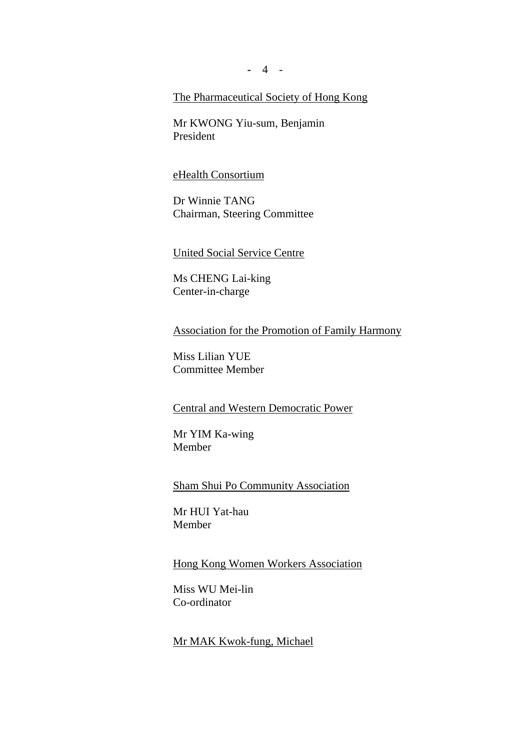<u>The Pharmaceutical Society of Hong Kong</u>

Mr KWONG Yiu-sum, Benjamin
President

<u>eHealth Consortium</u>

Dr Winnie TANG
Chairman, Steering Committee

<u>United Social Service Centre</u>

Ms CHENG Lai-king
Center-in-charge

<u>Association for the Promotion of Family Harmony</u>

Miss Lilian YUE
Committee Member

<u>Central and Western Democratic Power</u>

Mr YIM Ka-wing
Member

<u>Sham Shui Po Community Association</u>

Mr HUI Yat-hau
Member

<u>Hong Kong Women Workers Association</u>

Miss WU Mei-lin
Co-ordinator

<u>Mr MAK Kwok-fung, Michael</u>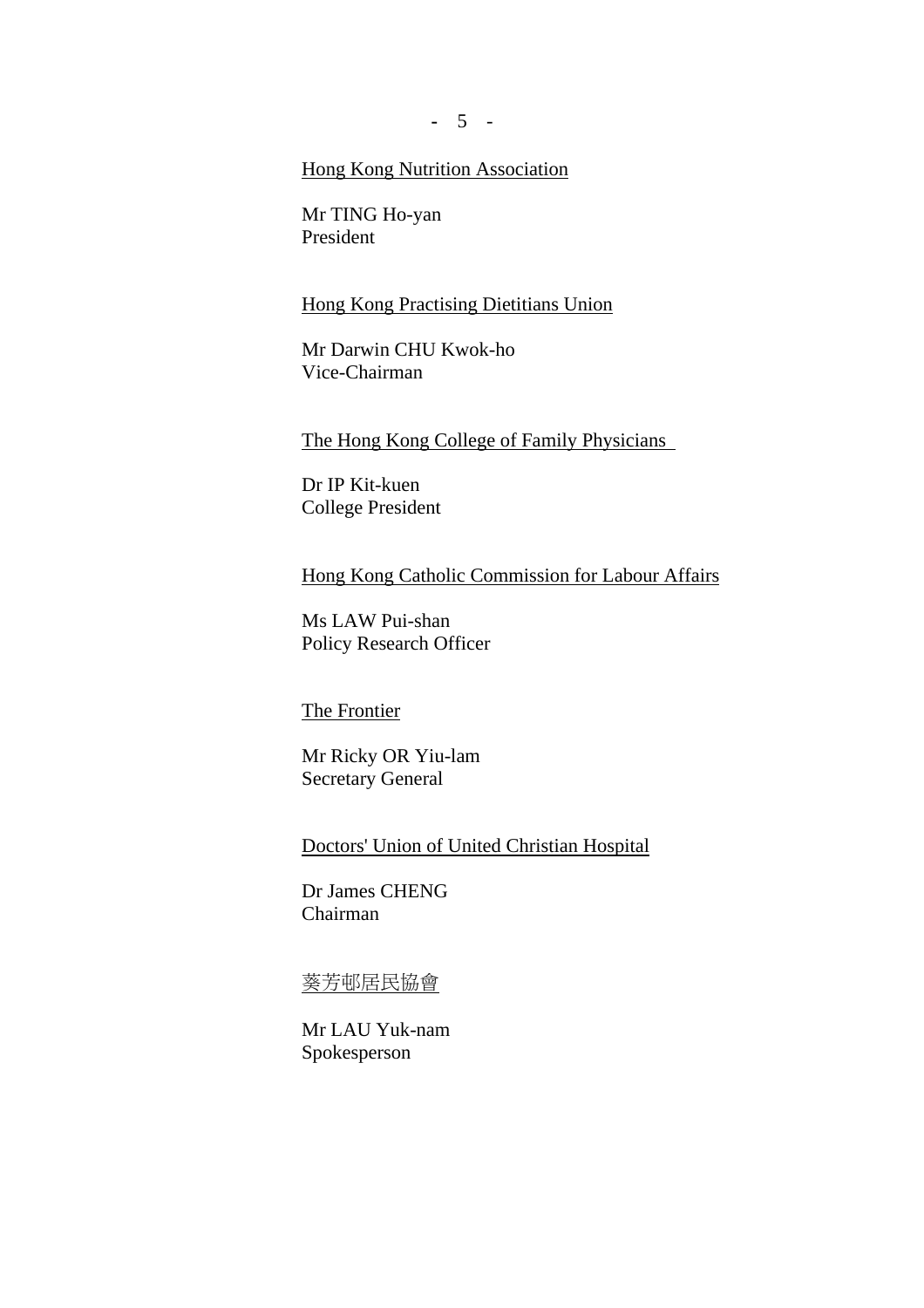<u>Hong Kong Nutrition Association</u>

Mr TING Ho-yan
President

<u>Hong Kong Practising Dietitians Union</u>

Mr Darwin CHU Kwok-ho
Vice-Chairman

<u>The Hong Kong College of Family Physicians</u>

Dr IP Kit-kuen
College President

<u>Hong Kong Catholic Commission for Labour Affairs</u>

Ms LAW Pui-shan
Policy Research Officer

<u>The Frontier</u>

Mr Ricky OR Yiu-lam
Secretary General

<u>Doctors' Union of United Christian Hospital</u>

Dr James CHENG
Chairman

<u>葵芳邨居民協會</u>

Mr LAU Yuk-nam
Spokesperson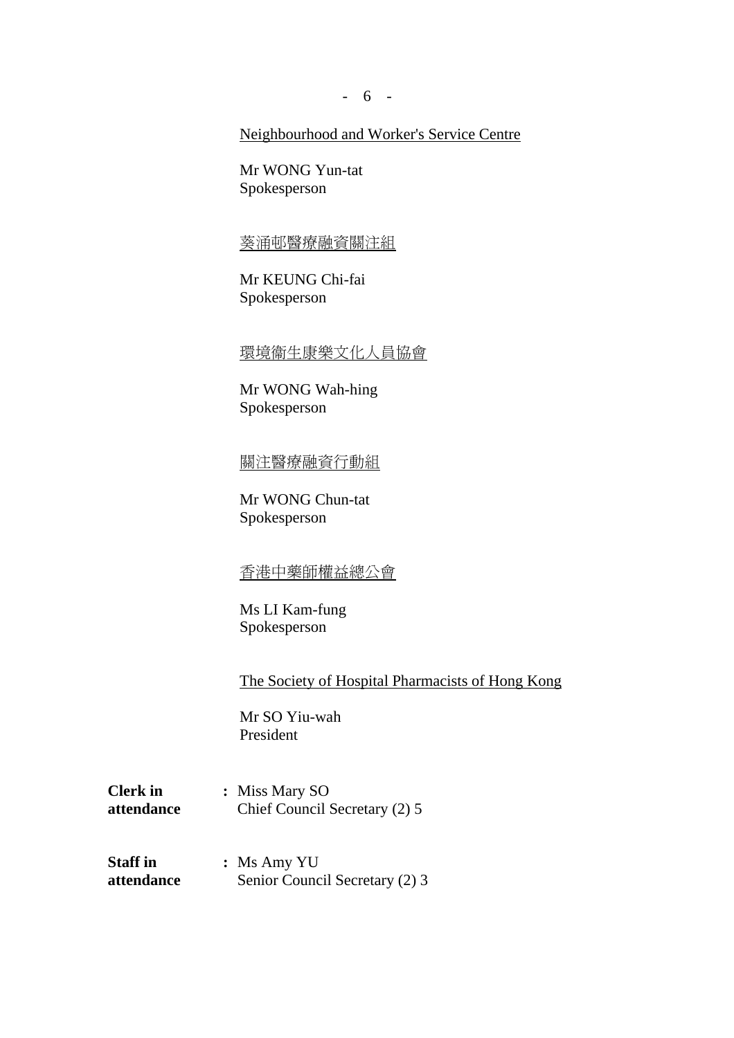<u>Neighbourhood and Worker's Service Centre</u>

Mr WONG Yun-tat
Spokesperson

<u>葵涌邨醫療融資關注組</u>

Mr KEUNG Chi-fai
Spokesperson

<u>環境衛生康樂文化人員協會</u>

Mr WONG Wah-hing
Spokesperson

<u>關注醫療融資行動組</u>

Mr WONG Chun-tat
Spokesperson

<u>香港中藥師權益總公會</u>

Ms LI Kam-fung
Spokesperson

<u>The Society of Hospital Pharmacists of Hong Kong</u>

Mr SO Yiu-wah
President

**Clerk in attendance** : Miss Mary SO
Chief Council Secretary (2) 5

**Staff in attendance** : Ms Amy YU
Senior Council Secretary (2) 3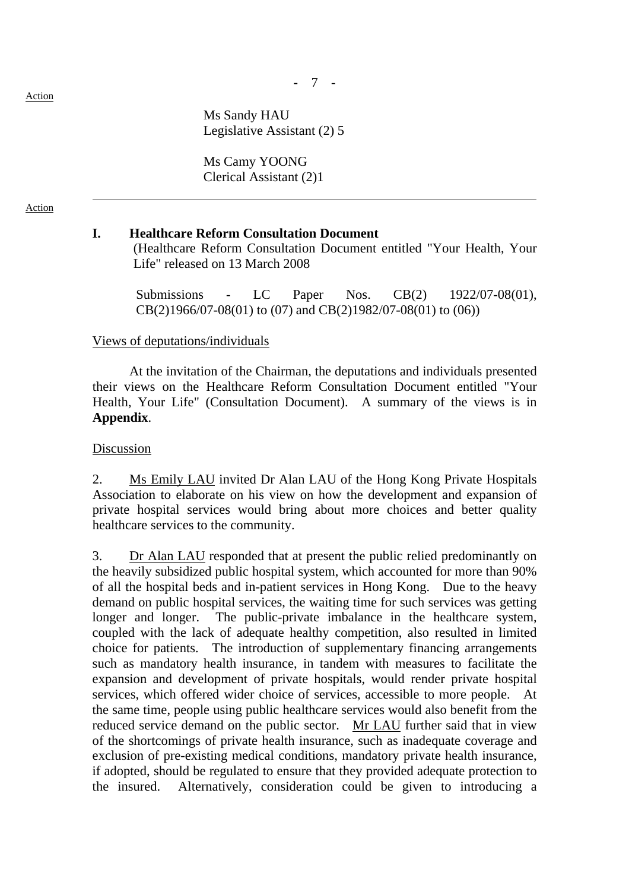Ms Sandy HAU
Legislative Assistant (2) 5

Ms Camy YOONG
Clerical Assistant (2)1

---

## I. Healthcare Reform Consultation Document

(Healthcare Reform Consultation Document entitled "Your Health, Your Life" released on 13 March 2008

Submissions - LC Paper Nos. CB(2) 1922/07-08(01), CB(2)1966/07-08(01) to (07) and CB(2)1982/07-08(01) to (06))

Views of deputations/individuals

At the invitation of the Chairman, the deputations and individuals presented their views on the Healthcare Reform Consultation Document entitled "Your Health, Your Life" (Consultation Document). A summary of the views is in **Appendix**.

Discussion

2. Ms Emily LAU invited Dr Alan LAU of the Hong Kong Private Hospitals Association to elaborate on his view on how the development and expansion of private hospital services would bring about more choices and better quality healthcare services to the community.

3. Dr Alan LAU responded that at present the public relied predominantly on the heavily subsidized public hospital system, which accounted for more than 90% of all the hospital beds and in-patient services in Hong Kong. Due to the heavy demand on public hospital services, the waiting time for such services was getting longer and longer. The public-private imbalance in the healthcare system, coupled with the lack of adequate healthy competition, also resulted in limited choice for patients. The introduction of supplementary financing arrangements such as mandatory health insurance, in tandem with measures to facilitate the expansion and development of private hospitals, would render private hospital services, which offered wider choice of services, accessible to more people. At the same time, people using public healthcare services would also benefit from the reduced service demand on the public sector. Mr LAU further said that in view of the shortcomings of private health insurance, such as inadequate coverage and exclusion of pre-existing medical conditions, mandatory private health insurance, if adopted, should be regulated to ensure that they provided adequate protection to the insured. Alternatively, consideration could be given to introducing a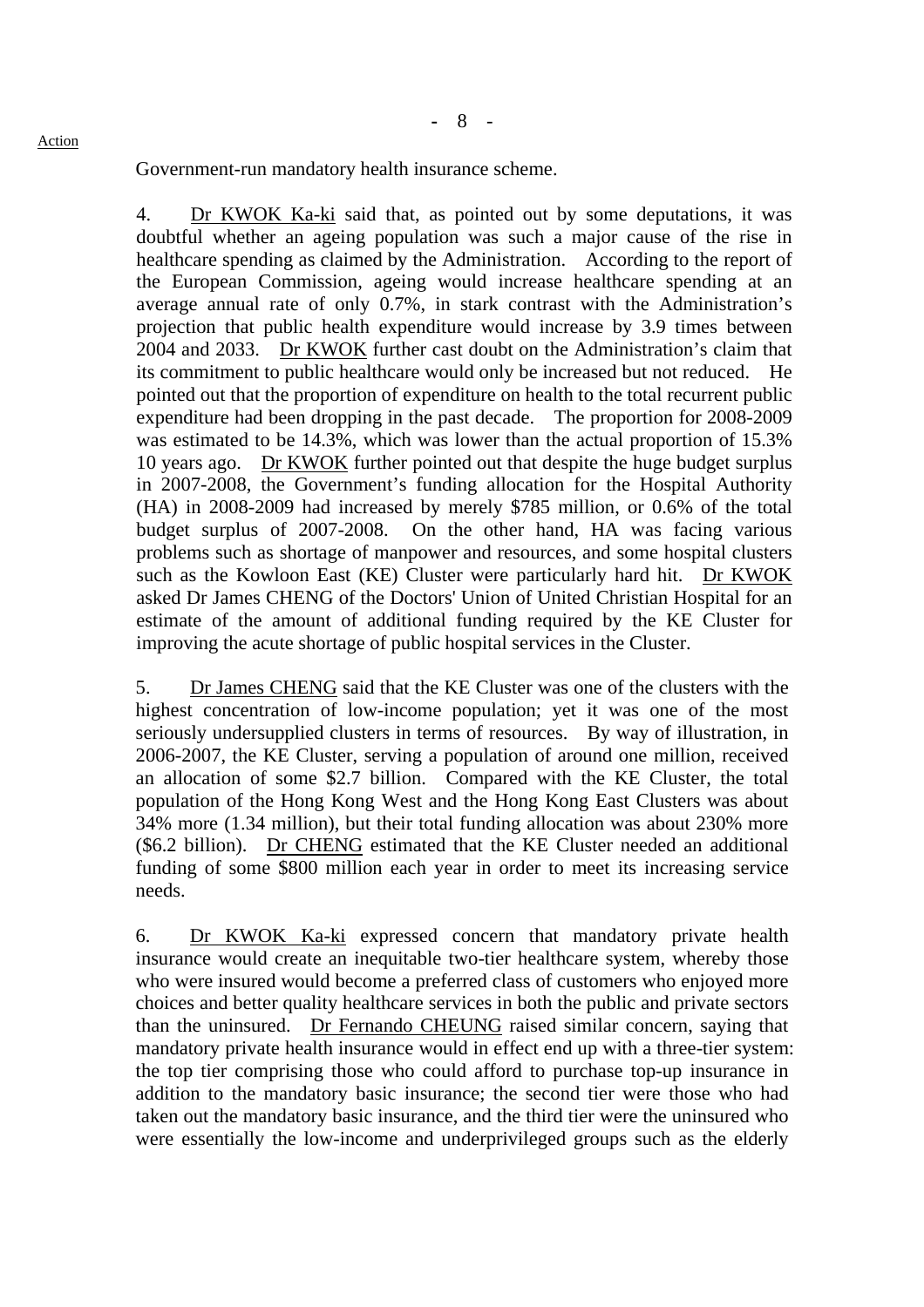Government-run mandatory health insurance scheme.

4. Dr KWOK Ka-ki said that, as pointed out by some deputations, it was doubtful whether an ageing population was such a major cause of the rise in healthcare spending as claimed by the Administration. According to the report of the European Commission, ageing would increase healthcare spending at an average annual rate of only 0.7%, in stark contrast with the Administration's projection that public health expenditure would increase by 3.9 times between 2004 and 2033. Dr KWOK further cast doubt on the Administration's claim that its commitment to public healthcare would only be increased but not reduced. He pointed out that the proportion of expenditure on health to the total recurrent public expenditure had been dropping in the past decade. The proportion for 2008-2009 was estimated to be 14.3%, which was lower than the actual proportion of 15.3% 10 years ago. Dr KWOK further pointed out that despite the huge budget surplus in 2007-2008, the Government's funding allocation for the Hospital Authority (HA) in 2008-2009 had increased by merely $785 million, or 0.6% of the total budget surplus of 2007-2008. On the other hand, HA was facing various problems such as shortage of manpower and resources, and some hospital clusters such as the Kowloon East (KE) Cluster were particularly hard hit. Dr KWOK asked Dr James CHENG of the Doctors' Union of United Christian Hospital for an estimate of the amount of additional funding required by the KE Cluster for improving the acute shortage of public hospital services in the Cluster.

5. Dr James CHENG said that the KE Cluster was one of the clusters with the highest concentration of low-income population; yet it was one of the most seriously undersupplied clusters in terms of resources. By way of illustration, in 2006-2007, the KE Cluster, serving a population of around one million, received an allocation of some $2.7 billion. Compared with the KE Cluster, the total population of the Hong Kong West and the Hong Kong East Clusters was about 34% more (1.34 million), but their total funding allocation was about 230% more ($6.2 billion). Dr CHENG estimated that the KE Cluster needed an additional funding of some $800 million each year in order to meet its increasing service needs.

6. Dr KWOK Ka-ki expressed concern that mandatory private health insurance would create an inequitable two-tier healthcare system, whereby those who were insured would become a preferred class of customers who enjoyed more choices and better quality healthcare services in both the public and private sectors than the uninsured. Dr Fernando CHEUNG raised similar concern, saying that mandatory private health insurance would in effect end up with a three-tier system: the top tier comprising those who could afford to purchase top-up insurance in addition to the mandatory basic insurance; the second tier were those who had taken out the mandatory basic insurance, and the third tier were the uninsured who were essentially the low-income and underprivileged groups such as the elderly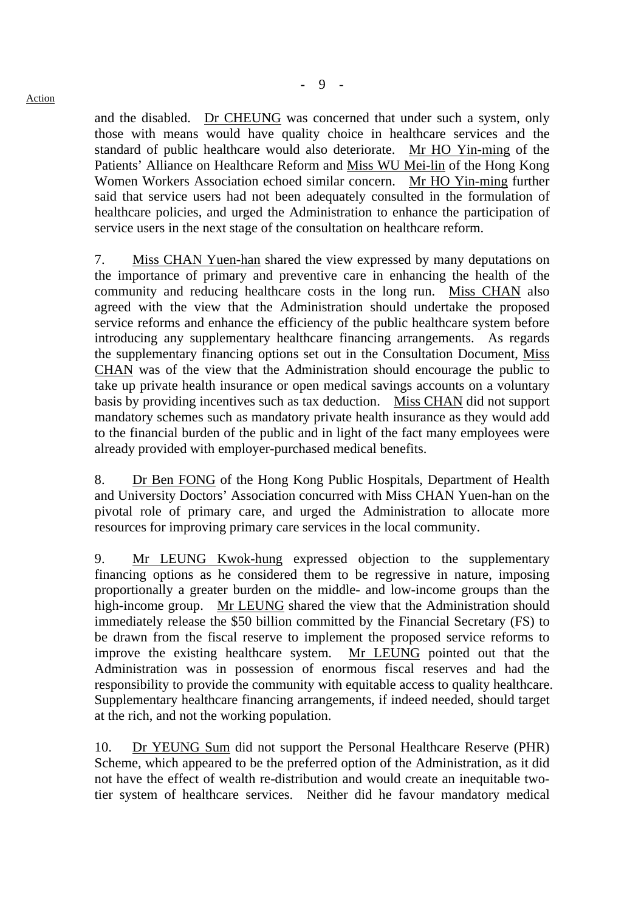and the disabled. Dr CHEUNG was concerned that under such a system, only those with means would have quality choice in healthcare services and the standard of public healthcare would also deteriorate. Mr HO Yin-ming of the Patients' Alliance on Healthcare Reform and Miss WU Mei-lin of the Hong Kong Women Workers Association echoed similar concern. Mr HO Yin-ming further said that service users had not been adequately consulted in the formulation of healthcare policies, and urged the Administration to enhance the participation of service users in the next stage of the consultation on healthcare reform.

7. Miss CHAN Yuen-han shared the view expressed by many deputations on the importance of primary and preventive care in enhancing the health of the community and reducing healthcare costs in the long run. Miss CHAN also agreed with the view that the Administration should undertake the proposed service reforms and enhance the efficiency of the public healthcare system before introducing any supplementary healthcare financing arrangements. As regards the supplementary financing options set out in the Consultation Document, Miss CHAN was of the view that the Administration should encourage the public to take up private health insurance or open medical savings accounts on a voluntary basis by providing incentives such as tax deduction. Miss CHAN did not support mandatory schemes such as mandatory private health insurance as they would add to the financial burden of the public and in light of the fact many employees were already provided with employer-purchased medical benefits.

8. Dr Ben FONG of the Hong Kong Public Hospitals, Department of Health and University Doctors' Association concurred with Miss CHAN Yuen-han on the pivotal role of primary care, and urged the Administration to allocate more resources for improving primary care services in the local community.

9. Mr LEUNG Kwok-hung expressed objection to the supplementary financing options as he considered them to be regressive in nature, imposing proportionally a greater burden on the middle- and low-income groups than the high-income group. Mr LEUNG shared the view that the Administration should immediately release the $50 billion committed by the Financial Secretary (FS) to be drawn from the fiscal reserve to implement the proposed service reforms to improve the existing healthcare system. Mr LEUNG pointed out that the Administration was in possession of enormous fiscal reserves and had the responsibility to provide the community with equitable access to quality healthcare. Supplementary healthcare financing arrangements, if indeed needed, should target at the rich, and not the working population.

10. Dr YEUNG Sum did not support the Personal Healthcare Reserve (PHR) Scheme, which appeared to be the preferred option of the Administration, as it did not have the effect of wealth re-distribution and would create an inequitable two-tier system of healthcare services. Neither did he favour mandatory medical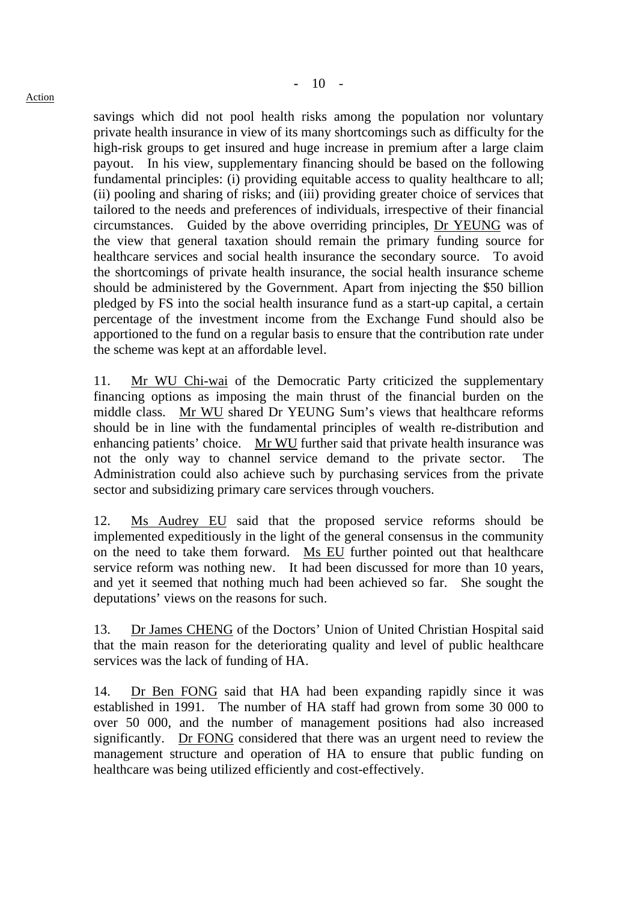savings which did not pool health risks among the population nor voluntary private health insurance in view of its many shortcomings such as difficulty for the high-risk groups to get insured and huge increase in premium after a large claim payout. In his view, supplementary financing should be based on the following fundamental principles: (i) providing equitable access to quality healthcare to all; (ii) pooling and sharing of risks; and (iii) providing greater choice of services that tailored to the needs and preferences of individuals, irrespective of their financial circumstances. Guided by the above overriding principles, Dr YEUNG was of the view that general taxation should remain the primary funding source for healthcare services and social health insurance the secondary source. To avoid the shortcomings of private health insurance, the social health insurance scheme should be administered by the Government. Apart from injecting the $50 billion pledged by FS into the social health insurance fund as a start-up capital, a certain percentage of the investment income from the Exchange Fund should also be apportioned to the fund on a regular basis to ensure that the contribution rate under the scheme was kept at an affordable level.

11. Mr WU Chi-wai of the Democratic Party criticized the supplementary financing options as imposing the main thrust of the financial burden on the middle class. Mr WU shared Dr YEUNG Sum's views that healthcare reforms should be in line with the fundamental principles of wealth re-distribution and enhancing patients' choice. Mr WU further said that private health insurance was not the only way to channel service demand to the private sector. The Administration could also achieve such by purchasing services from the private sector and subsidizing primary care services through vouchers.

12. Ms Audrey EU said that the proposed service reforms should be implemented expeditiously in the light of the general consensus in the community on the need to take them forward. Ms EU further pointed out that healthcare service reform was nothing new. It had been discussed for more than 10 years, and yet it seemed that nothing much had been achieved so far. She sought the deputations' views on the reasons for such.

13. Dr James CHENG of the Doctors' Union of United Christian Hospital said that the main reason for the deteriorating quality and level of public healthcare services was the lack of funding of HA.

14. Dr Ben FONG said that HA had been expanding rapidly since it was established in 1991. The number of HA staff had grown from some 30 000 to over 50 000, and the number of management positions had also increased significantly. Dr FONG considered that there was an urgent need to review the management structure and operation of HA to ensure that public funding on healthcare was being utilized efficiently and cost-effectively.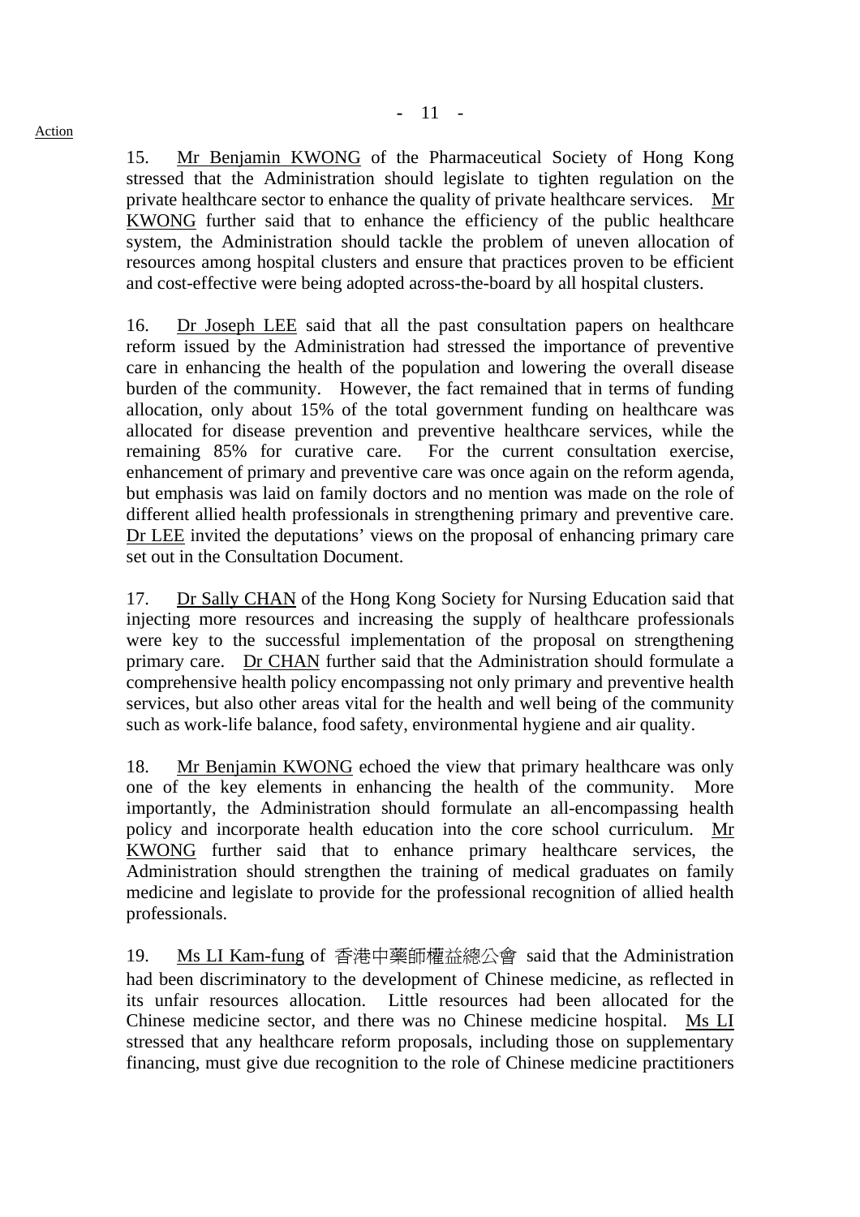15. Mr Benjamin KWONG of the Pharmaceutical Society of Hong Kong stressed that the Administration should legislate to tighten regulation on the private healthcare sector to enhance the quality of private healthcare services. Mr KWONG further said that to enhance the efficiency of the public healthcare system, the Administration should tackle the problem of uneven allocation of resources among hospital clusters and ensure that practices proven to be efficient and cost-effective were being adopted across-the-board by all hospital clusters.

16. Dr Joseph LEE said that all the past consultation papers on healthcare reform issued by the Administration had stressed the importance of preventive care in enhancing the health of the population and lowering the overall disease burden of the community. However, the fact remained that in terms of funding allocation, only about 15% of the total government funding on healthcare was allocated for disease prevention and preventive healthcare services, while the remaining 85% for curative care. For the current consultation exercise, enhancement of primary and preventive care was once again on the reform agenda, but emphasis was laid on family doctors and no mention was made on the role of different allied health professionals in strengthening primary and preventive care. Dr LEE invited the deputations' views on the proposal of enhancing primary care set out in the Consultation Document.

17. Dr Sally CHAN of the Hong Kong Society for Nursing Education said that injecting more resources and increasing the supply of healthcare professionals were key to the successful implementation of the proposal on strengthening primary care. Dr CHAN further said that the Administration should formulate a comprehensive health policy encompassing not only primary and preventive health services, but also other areas vital for the health and well being of the community such as work-life balance, food safety, environmental hygiene and air quality.

18. Mr Benjamin KWONG echoed the view that primary healthcare was only one of the key elements in enhancing the health of the community. More importantly, the Administration should formulate an all-encompassing health policy and incorporate health education into the core school curriculum. Mr KWONG further said that to enhance primary healthcare services, the Administration should strengthen the training of medical graduates on family medicine and legislate to provide for the professional recognition of allied health professionals.

19. Ms LI Kam-fung of 香港中藥師權益總公會 said that the Administration had been discriminatory to the development of Chinese medicine, as reflected in its unfair resources allocation. Little resources had been allocated for the Chinese medicine sector, and there was no Chinese medicine hospital. Ms LI stressed that any healthcare reform proposals, including those on supplementary financing, must give due recognition to the role of Chinese medicine practitioners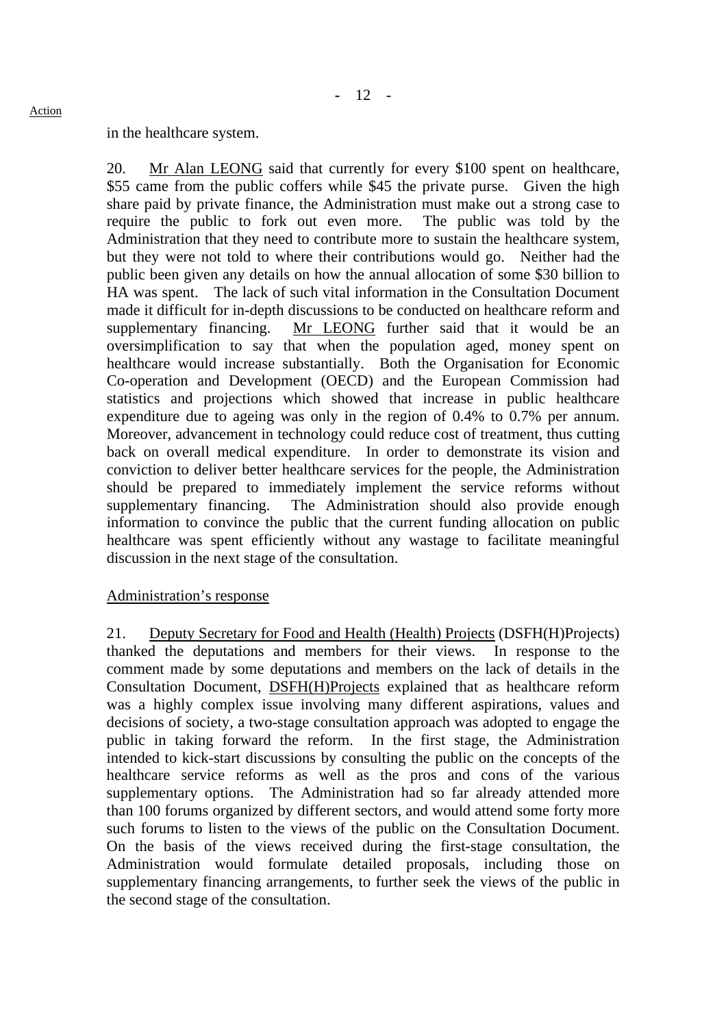in the healthcare system.

20. Mr Alan LEONG said that currently for every \$100 spent on healthcare, \$55 came from the public coffers while \$45 the private purse. Given the high share paid by private finance, the Administration must make out a strong case to require the public to fork out even more. The public was told by the Administration that they need to contribute more to sustain the healthcare system, but they were not told to where their contributions would go. Neither had the public been given any details on how the annual allocation of some \$30 billion to HA was spent. The lack of such vital information in the Consultation Document made it difficult for in-depth discussions to be conducted on healthcare reform and supplementary financing. Mr LEONG further said that it would be an oversimplification to say that when the population aged, money spent on healthcare would increase substantially. Both the Organisation for Economic Co-operation and Development (OECD) and the European Commission had statistics and projections which showed that increase in public healthcare expenditure due to ageing was only in the region of 0.4% to 0.7% per annum. Moreover, advancement in technology could reduce cost of treatment, thus cutting back on overall medical expenditure. In order to demonstrate its vision and conviction to deliver better healthcare services for the people, the Administration should be prepared to immediately implement the service reforms without supplementary financing. The Administration should also provide enough information to convince the public that the current funding allocation on public healthcare was spent efficiently without any wastage to facilitate meaningful discussion in the next stage of the consultation.

Administration's response

21. Deputy Secretary for Food and Health (Health) Projects (DSFH(H)Projects) thanked the deputations and members for their views. In response to the comment made by some deputations and members on the lack of details in the Consultation Document, DSFH(H)Projects explained that as healthcare reform was a highly complex issue involving many different aspirations, values and decisions of society, a two-stage consultation approach was adopted to engage the public in taking forward the reform. In the first stage, the Administration intended to kick-start discussions by consulting the public on the concepts of the healthcare service reforms as well as the pros and cons of the various supplementary options. The Administration had so far already attended more than 100 forums organized by different sectors, and would attend some forty more such forums to listen to the views of the public on the Consultation Document. On the basis of the views received during the first-stage consultation, the Administration would formulate detailed proposals, including those on supplementary financing arrangements, to further seek the views of the public in the second stage of the consultation.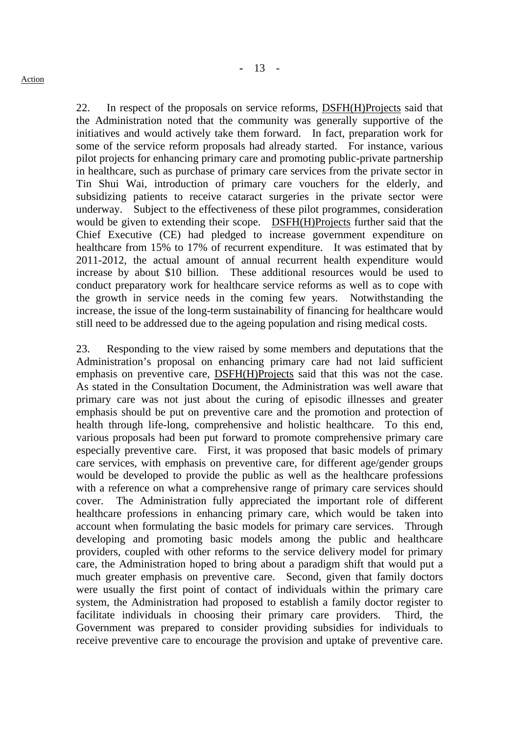22. In respect of the proposals on service reforms, DSFH(H)Projects said that the Administration noted that the community was generally supportive of the initiatives and would actively take them forward. In fact, preparation work for some of the service reform proposals had already started. For instance, various pilot projects for enhancing primary care and promoting public-private partnership in healthcare, such as purchase of primary care services from the private sector in Tin Shui Wai, introduction of primary care vouchers for the elderly, and subsidizing patients to receive cataract surgeries in the private sector were underway. Subject to the effectiveness of these pilot programmes, consideration would be given to extending their scope. DSFH(H)Projects further said that the Chief Executive (CE) had pledged to increase government expenditure on healthcare from 15% to 17% of recurrent expenditure. It was estimated that by 2011-2012, the actual amount of annual recurrent health expenditure would increase by about $10 billion. These additional resources would be used to conduct preparatory work for healthcare service reforms as well as to cope with the growth in service needs in the coming few years. Notwithstanding the increase, the issue of the long-term sustainability of financing for healthcare would still need to be addressed due to the ageing population and rising medical costs.

23. Responding to the view raised by some members and deputations that the Administration's proposal on enhancing primary care had not laid sufficient emphasis on preventive care, DSFH(H)Projects said that this was not the case. As stated in the Consultation Document, the Administration was well aware that primary care was not just about the curing of episodic illnesses and greater emphasis should be put on preventive care and the promotion and protection of health through life-long, comprehensive and holistic healthcare. To this end, various proposals had been put forward to promote comprehensive primary care especially preventive care. First, it was proposed that basic models of primary care services, with emphasis on preventive care, for different age/gender groups would be developed to provide the public as well as the healthcare professions with a reference on what a comprehensive range of primary care services should cover. The Administration fully appreciated the important role of different healthcare professions in enhancing primary care, which would be taken into account when formulating the basic models for primary care services. Through developing and promoting basic models among the public and healthcare providers, coupled with other reforms to the service delivery model for primary care, the Administration hoped to bring about a paradigm shift that would put a much greater emphasis on preventive care. Second, given that family doctors were usually the first point of contact of individuals within the primary care system, the Administration had proposed to establish a family doctor register to facilitate individuals in choosing their primary care providers. Third, the Government was prepared to consider providing subsidies for individuals to receive preventive care to encourage the provision and uptake of preventive care.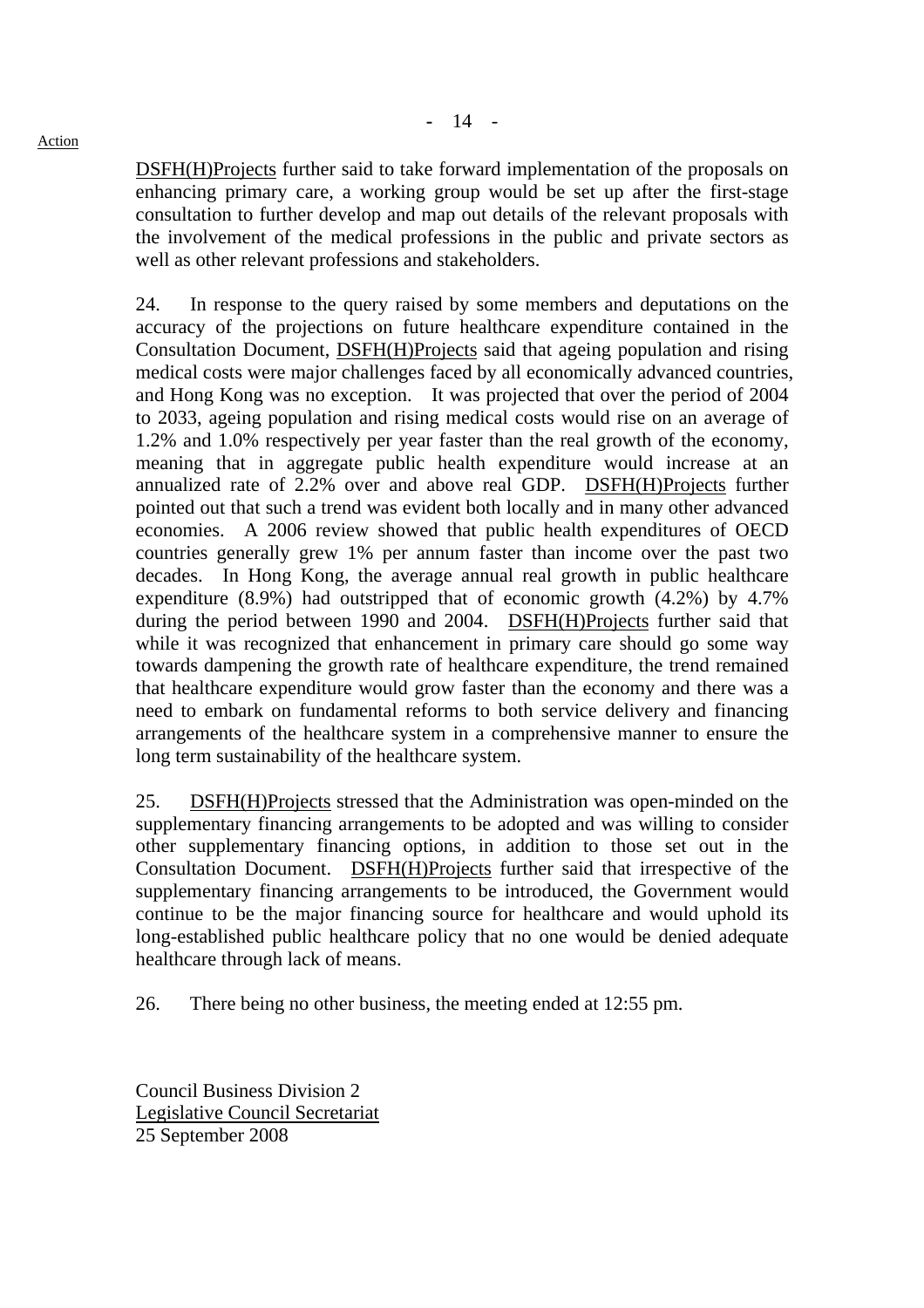Action

DSFH(H)Projects further said to take forward implementation of the proposals on enhancing primary care, a working group would be set up after the first-stage consultation to further develop and map out details of the relevant proposals with the involvement of the medical professions in the public and private sectors as well as other relevant professions and stakeholders.

24. In response to the query raised by some members and deputations on the accuracy of the projections on future healthcare expenditure contained in the Consultation Document, DSFH(H)Projects said that ageing population and rising medical costs were major challenges faced by all economically advanced countries, and Hong Kong was no exception. It was projected that over the period of 2004 to 2033, ageing population and rising medical costs would rise on an average of 1.2% and 1.0% respectively per year faster than the real growth of the economy, meaning that in aggregate public health expenditure would increase at an annualized rate of 2.2% over and above real GDP. DSFH(H)Projects further pointed out that such a trend was evident both locally and in many other advanced economies. A 2006 review showed that public health expenditures of OECD countries generally grew 1% per annum faster than income over the past two decades. In Hong Kong, the average annual real growth in public healthcare expenditure (8.9%) had outstripped that of economic growth (4.2%) by 4.7% during the period between 1990 and 2004. DSFH(H)Projects further said that while it was recognized that enhancement in primary care should go some way towards dampening the growth rate of healthcare expenditure, the trend remained that healthcare expenditure would grow faster than the economy and there was a need to embark on fundamental reforms to both service delivery and financing arrangements of the healthcare system in a comprehensive manner to ensure the long term sustainability of the healthcare system.

25. DSFH(H)Projects stressed that the Administration was open-minded on the supplementary financing arrangements to be adopted and was willing to consider other supplementary financing options, in addition to those set out in the Consultation Document. DSFH(H)Projects further said that irrespective of the supplementary financing arrangements to be introduced, the Government would continue to be the major financing source for healthcare and would uphold its long-established public healthcare policy that no one would be denied adequate healthcare through lack of means.

26. There being no other business, the meeting ended at 12:55 pm.

Council Business Division 2
Legislative Council Secretariat
25 September 2008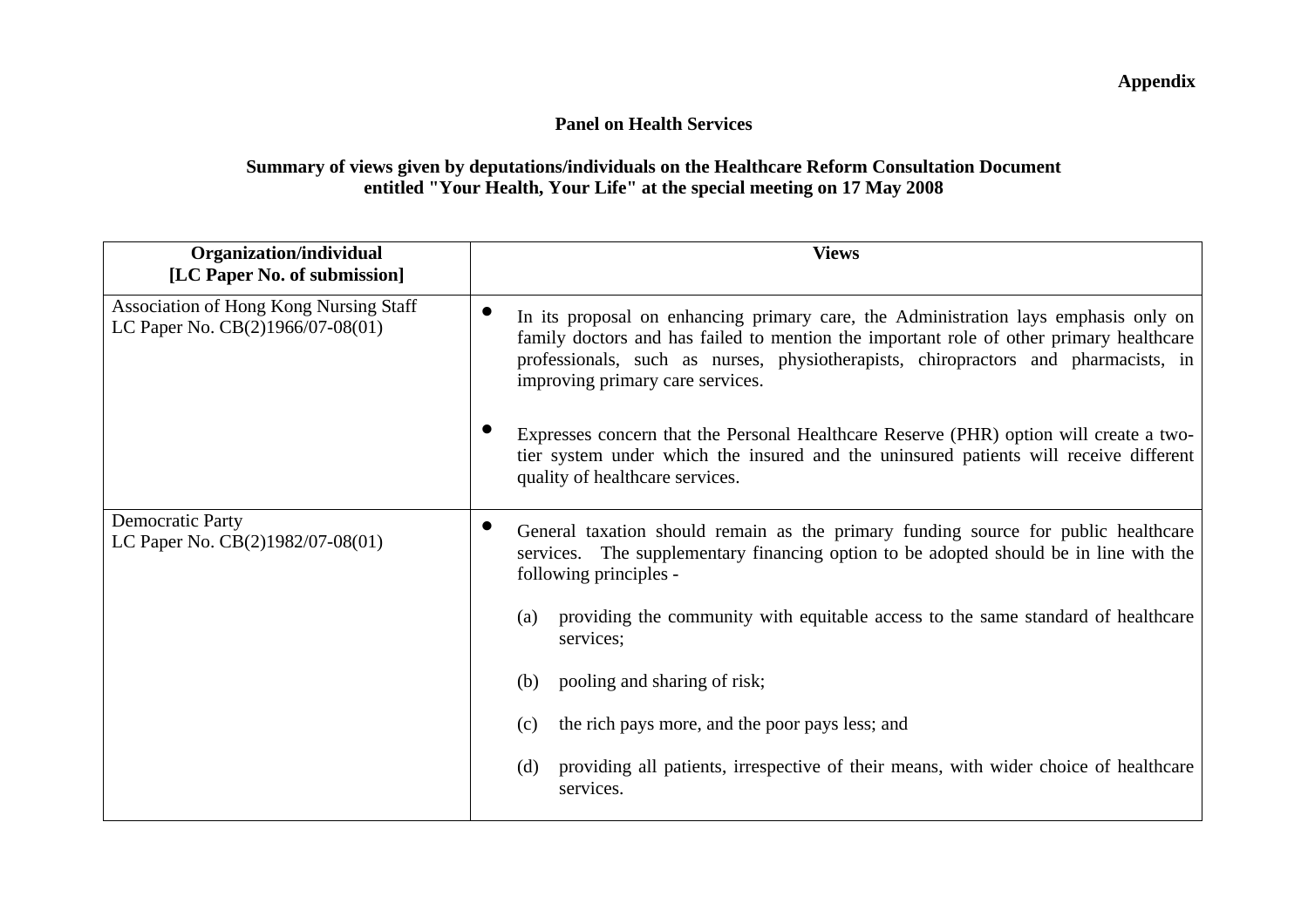**Appendix**

**Panel on Health Services**

**Summary of views given by deputations/individuals on the Healthcare Reform Consultation Document entitled "Your Health, Your Life" at the special meeting on 17 May 2008**

| Organization/individual<br>[LC Paper No. of submission] | Views |
|---|---|
| Association of Hong Kong Nursing Staff<br>LC Paper No. CB(2)1966/07-08(01) | • In its proposal on enhancing primary care, the Administration lays emphasis only on family doctors and has failed to mention the important role of other primary healthcare professionals, such as nurses, physiotherapists, chiropractors and pharmacists, in improving primary care services.<br><br>• Expresses concern that the Personal Healthcare Reserve (PHR) option will create a two-tier system under which the insured and the uninsured patients will receive different quality of healthcare services. |
| Democratic Party<br>LC Paper No. CB(2)1982/07-08(01) | • General taxation should remain as the primary funding source for public healthcare services. The supplementary financing option to be adopted should be in line with the following principles -<br><br>(a) providing the community with equitable access to the same standard of healthcare services;<br><br>(b) pooling and sharing of risk;<br><br>(c) the rich pays more, and the poor pays less; and<br><br>(d) providing all patients, irrespective of their means, with wider choice of healthcare services. |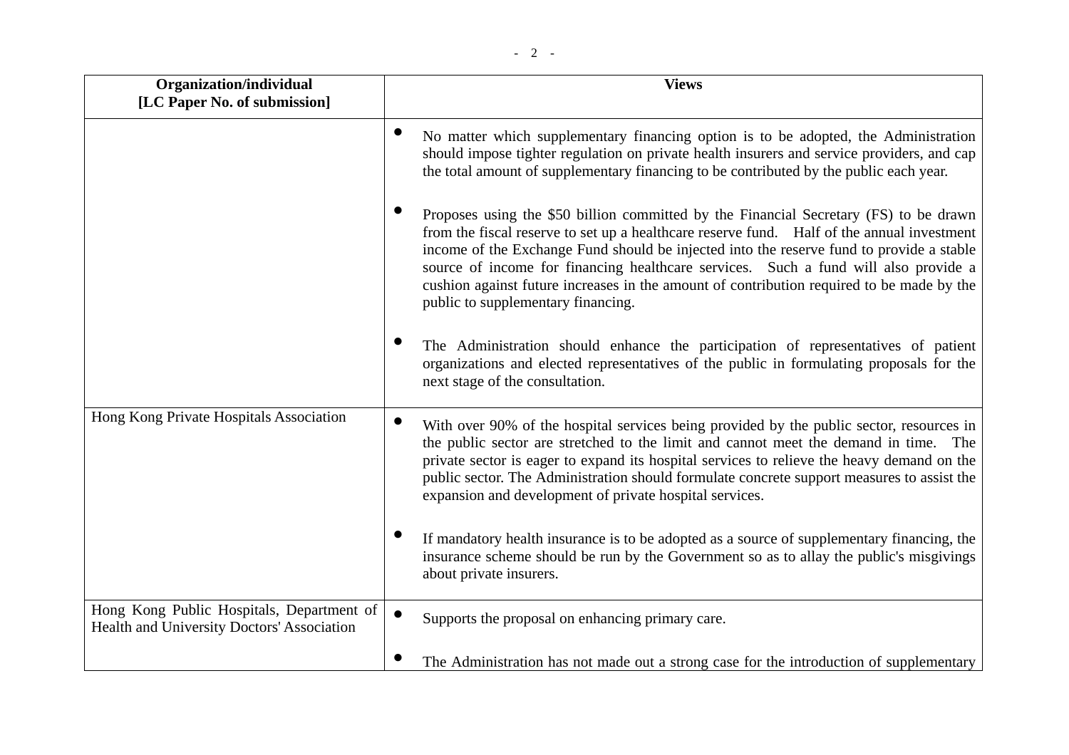| Organization/individual [LC Paper No. of submission] | Views |
|---|---|
| | • No matter which supplementary financing option is to be adopted, the Administration should impose tighter regulation on private health insurers and service providers, and cap the total amount of supplementary financing to be contributed by the public each year.<br><br>• Proposes using the $50 billion committed by the Financial Secretary (FS) to be drawn from the fiscal reserve to set up a healthcare reserve fund. Half of the annual investment income of the Exchange Fund should be injected into the reserve fund to provide a stable source of income for financing healthcare services. Such a fund will also provide a cushion against future increases in the amount of contribution required to be made by the public to supplementary financing.<br><br>• The Administration should enhance the participation of representatives of patient organizations and elected representatives of the public in formulating proposals for the next stage of the consultation. |
| Hong Kong Private Hospitals Association | • With over 90% of the hospital services being provided by the public sector, resources in the public sector are stretched to the limit and cannot meet the demand in time. The private sector is eager to expand its hospital services to relieve the heavy demand on the public sector. The Administration should formulate concrete support measures to assist the expansion and development of private hospital services.<br><br>• If mandatory health insurance is to be adopted as a source of supplementary financing, the insurance scheme should be run by the Government so as to allay the public's misgivings about private insurers. |
| Hong Kong Public Hospitals, Department of Health and University Doctors' Association | • Supports the proposal on enhancing primary care.<br><br>• The Administration has not made out a strong case for the introduction of supplementary |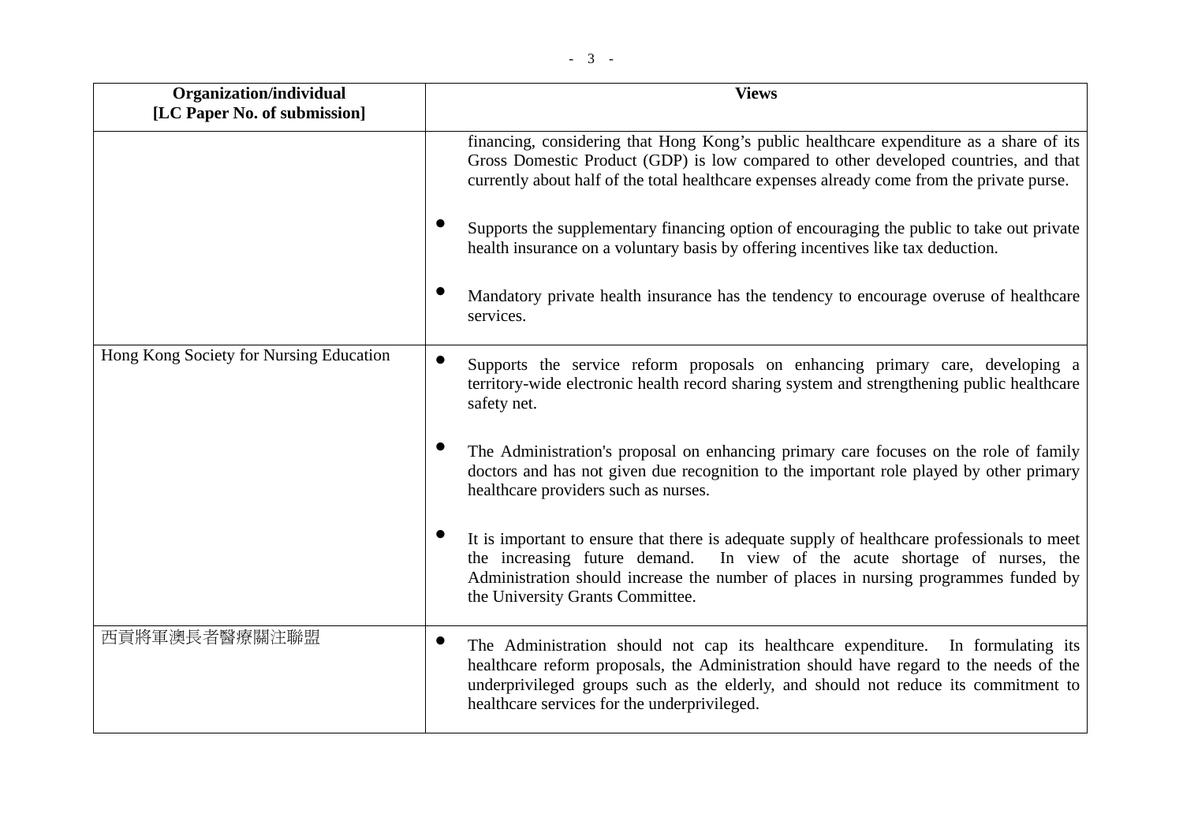| Organization/individual [LC Paper No. of submission] | Views |
|---|---|
| | financing, considering that Hong Kong's public healthcare expenditure as a share of its Gross Domestic Product (GDP) is low compared to other developed countries, and that currently about half of the total healthcare expenses already come from the private purse.<br><br>● Supports the supplementary financing option of encouraging the public to take out private health insurance on a voluntary basis by offering incentives like tax deduction.<br><br>● Mandatory private health insurance has the tendency to encourage overuse of healthcare services. |
| Hong Kong Society for Nursing Education | ● Supports the service reform proposals on enhancing primary care, developing a territory-wide electronic health record sharing system and strengthening public healthcare safety net.<br><br>● The Administration's proposal on enhancing primary care focuses on the role of family doctors and has not given due recognition to the important role played by other primary healthcare providers such as nurses.<br><br>● It is important to ensure that there is adequate supply of healthcare professionals to meet the increasing future demand. In view of the acute shortage of nurses, the Administration should increase the number of places in nursing programmes funded by the University Grants Committee. |
| 西貢將軍澳長者醫療關注聯盟 | ● The Administration should not cap its healthcare expenditure. In formulating its healthcare reform proposals, the Administration should have regard to the needs of the underprivileged groups such as the elderly, and should not reduce its commitment to healthcare services for the underprivileged. |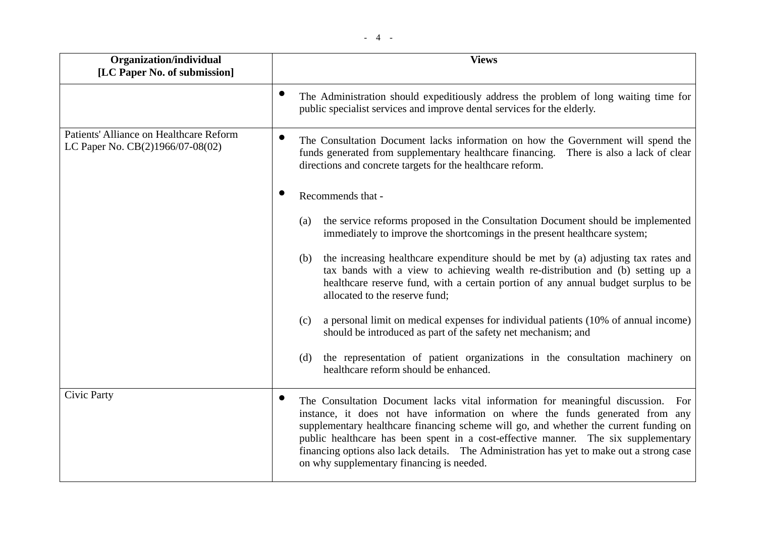| Organization/individual<br>[LC Paper No. of submission] | Views |
|---|---|
| | • The Administration should expeditiously address the problem of long waiting time for public specialist services and improve dental services for the elderly. |
| Patients' Alliance on Healthcare Reform<br>LC Paper No. CB(2)1966/07-08(02) | • The Consultation Document lacks information on how the Government will spend the funds generated from supplementary healthcare financing. There is also a lack of clear directions and concrete targets for the healthcare reform.<br><br>• Recommends that -<br><br>(a) the service reforms proposed in the Consultation Document should be implemented immediately to improve the shortcomings in the present healthcare system;<br><br>(b) the increasing healthcare expenditure should be met by (a) adjusting tax rates and tax bands with a view to achieving wealth re-distribution and (b) setting up a healthcare reserve fund, with a certain portion of any annual budget surplus to be allocated to the reserve fund;<br><br>(c) a personal limit on medical expenses for individual patients (10% of annual income) should be introduced as part of the safety net mechanism; and<br><br>(d) the representation of patient organizations in the consultation machinery on healthcare reform should be enhanced. |
| Civic Party | • The Consultation Document lacks vital information for meaningful discussion. For instance, it does not have information on where the funds generated from any supplementary healthcare financing scheme will go, and whether the current funding on public healthcare has been spent in a cost-effective manner. The six supplementary financing options also lack details. The Administration has yet to make out a strong case on why supplementary financing is needed. |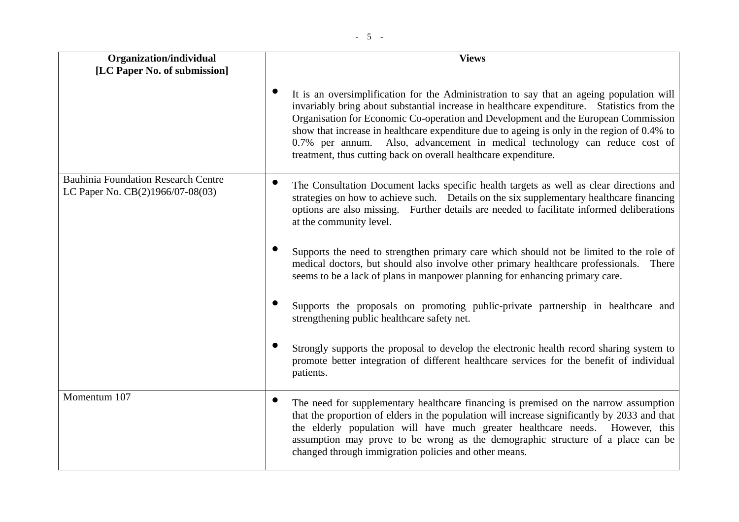| Organization/individual [LC Paper No. of submission] | Views |
|---|---|
| | • It is an oversimplification for the Administration to say that an ageing population will invariably bring about substantial increase in healthcare expenditure. Statistics from the Organisation for Economic Co-operation and Development and the European Commission show that increase in healthcare expenditure due to ageing is only in the region of 0.4% to 0.7% per annum. Also, advancement in medical technology can reduce cost of treatment, thus cutting back on overall healthcare expenditure. |
| Bauhinia Foundation Research Centre LC Paper No. CB(2)1966/07-08(03) | • The Consultation Document lacks specific health targets as well as clear directions and strategies on how to achieve such. Details on the six supplementary healthcare financing options are also missing. Further details are needed to facilitate informed deliberations at the community level.<br><br>• Supports the need to strengthen primary care which should not be limited to the role of medical doctors, but should also involve other primary healthcare professionals. There seems to be a lack of plans in manpower planning for enhancing primary care.<br><br>• Supports the proposals on promoting public-private partnership in healthcare and strengthening public healthcare safety net.<br><br>• Strongly supports the proposal to develop the electronic health record sharing system to promote better integration of different healthcare services for the benefit of individual patients. |
| Momentum 107 | • The need for supplementary healthcare financing is premised on the narrow assumption that the proportion of elders in the population will increase significantly by 2033 and that the elderly population will have much greater healthcare needs. However, this assumption may prove to be wrong as the demographic structure of a place can be changed through immigration policies and other means. |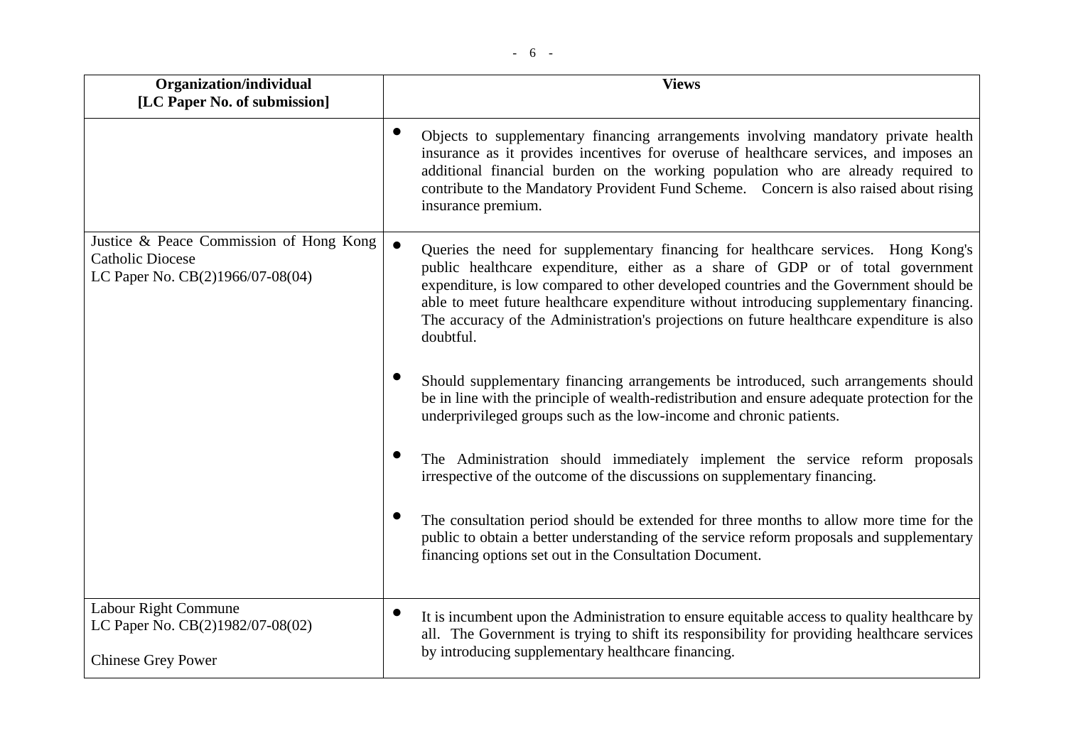| Organization/individual [LC Paper No. of submission] | Views |
|---|---|
| | • Objects to supplementary financing arrangements involving mandatory private health insurance as it provides incentives for overuse of healthcare services, and imposes an additional financial burden on the working population who are already required to contribute to the Mandatory Provident Fund Scheme. Concern is also raised about rising insurance premium. |
| Justice & Peace Commission of Hong Kong Catholic Diocese<br>LC Paper No. CB(2)1966/07-08(04) | • Queries the need for supplementary financing for healthcare services. Hong Kong's public healthcare expenditure, either as a share of GDP or of total government expenditure, is low compared to other developed countries and the Government should be able to meet future healthcare expenditure without introducing supplementary financing. The accuracy of the Administration's projections on future healthcare expenditure is also doubtful.<br><br>• Should supplementary financing arrangements be introduced, such arrangements should be in line with the principle of wealth-redistribution and ensure adequate protection for the underprivileged groups such as the low-income and chronic patients.<br><br>• The Administration should immediately implement the service reform proposals irrespective of the outcome of the discussions on supplementary financing.<br><br>• The consultation period should be extended for three months to allow more time for the public to obtain a better understanding of the service reform proposals and supplementary financing options set out in the Consultation Document. |
| Labour Right Commune<br>LC Paper No. CB(2)1982/07-08(02)<br><br>Chinese Grey Power | • It is incumbent upon the Administration to ensure equitable access to quality healthcare by all. The Government is trying to shift its responsibility for providing healthcare services by introducing supplementary healthcare financing. |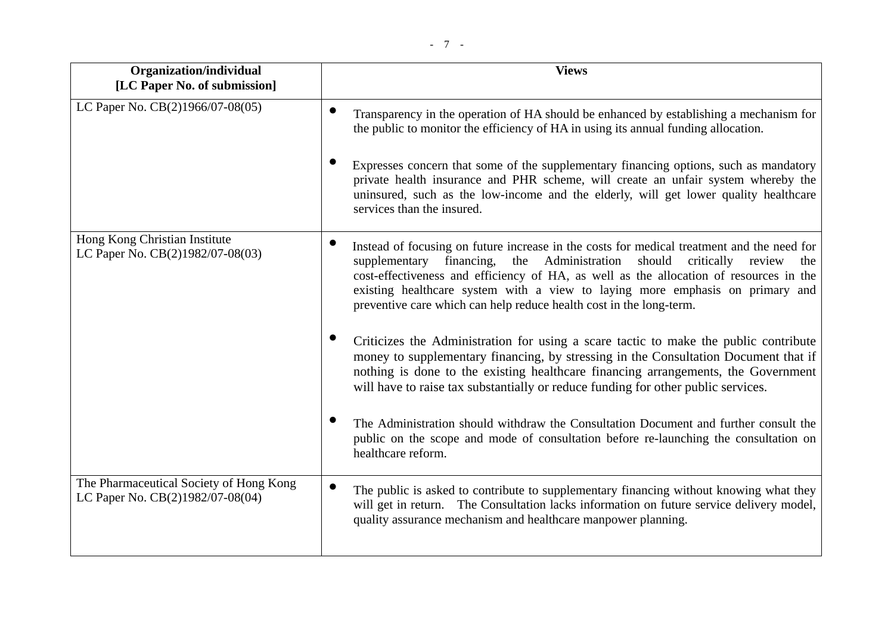| Organization/individual [LC Paper No. of submission] | Views |
|---|---|
| LC Paper No. CB(2)1966/07-08(05) | • Transparency in the operation of HA should be enhanced by establishing a mechanism for the public to monitor the efficiency of HA in using its annual funding allocation.<br><br>• Expresses concern that some of the supplementary financing options, such as mandatory private health insurance and PHR scheme, will create an unfair system whereby the uninsured, such as the low-income and the elderly, will get lower quality healthcare services than the insured. |
| Hong Kong Christian Institute<br>LC Paper No. CB(2)1982/07-08(03) | • Instead of focusing on future increase in the costs for medical treatment and the need for supplementary financing, the Administration should critically review the cost-effectiveness and efficiency of HA, as well as the allocation of resources in the existing healthcare system with a view to laying more emphasis on primary and preventive care which can help reduce health cost in the long-term.<br><br>• Criticizes the Administration for using a scare tactic to make the public contribute money to supplementary financing, by stressing in the Consultation Document that if nothing is done to the existing healthcare financing arrangements, the Government will have to raise tax substantially or reduce funding for other public services.<br><br>• The Administration should withdraw the Consultation Document and further consult the public on the scope and mode of consultation before re-launching the consultation on healthcare reform. |
| The Pharmaceutical Society of Hong Kong<br>LC Paper No. CB(2)1982/07-08(04) | • The public is asked to contribute to supplementary financing without knowing what they will get in return. The Consultation lacks information on future service delivery model, quality assurance mechanism and healthcare manpower planning. |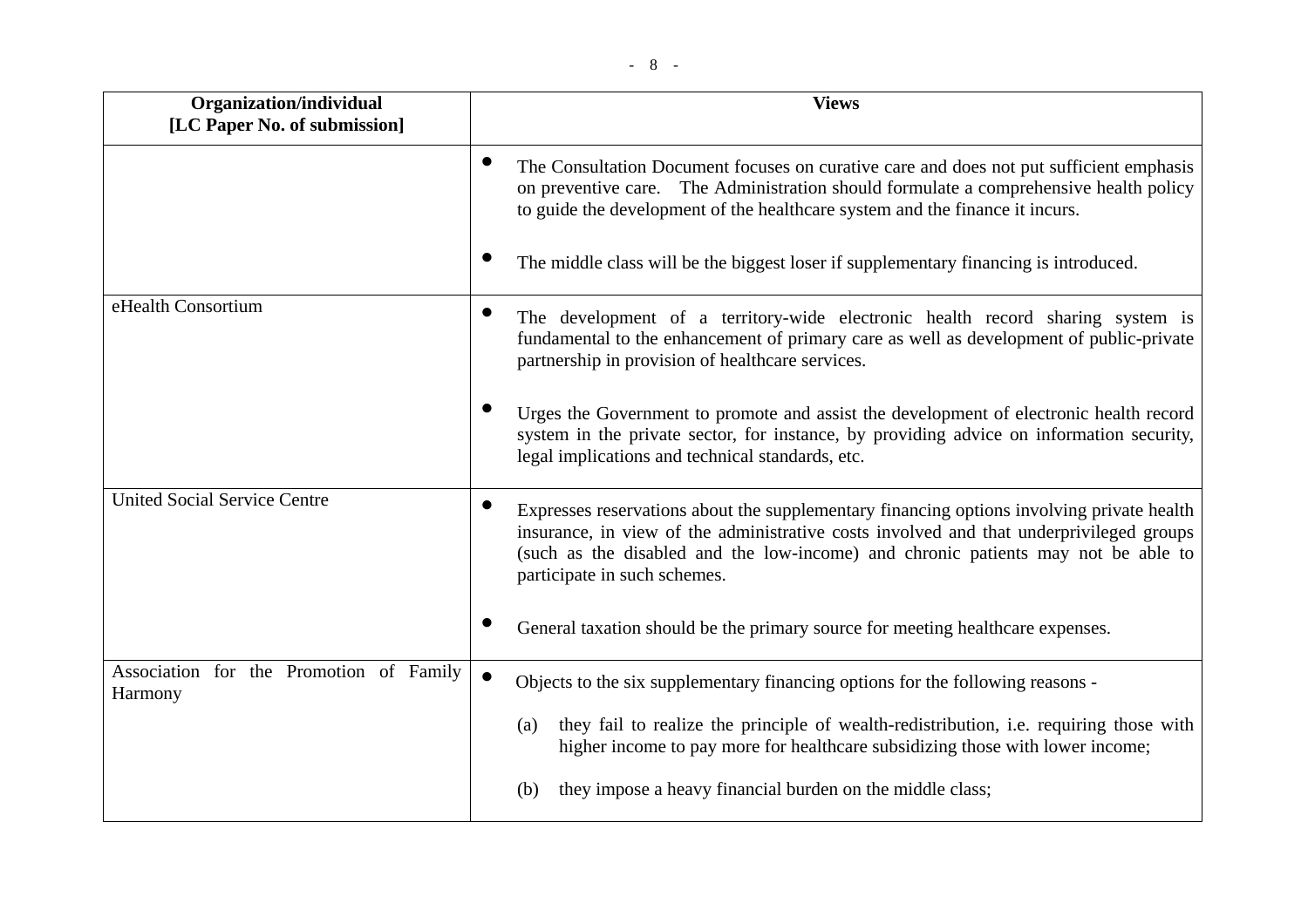| Organization/individual [LC Paper No. of submission] | Views |
| --- | --- |
| | • The Consultation Document focuses on curative care and does not put sufficient emphasis on preventive care. The Administration should formulate a comprehensive health policy to guide the development of the healthcare system and the finance it incurs.<br><br>• The middle class will be the biggest loser if supplementary financing is introduced. |
| eHealth Consortium | • The development of a territory-wide electronic health record sharing system is fundamental to the enhancement of primary care as well as development of public-private partnership in provision of healthcare services.<br><br>• Urges the Government to promote and assist the development of electronic health record system in the private sector, for instance, by providing advice on information security, legal implications and technical standards, etc. |
| United Social Service Centre | • Expresses reservations about the supplementary financing options involving private health insurance, in view of the administrative costs involved and that underprivileged groups (such as the disabled and the low-income) and chronic patients may not be able to participate in such schemes.<br><br>• General taxation should be the primary source for meeting healthcare expenses. |
| Association for the Promotion of Family Harmony | • Objects to the six supplementary financing options for the following reasons -<br><br>(a) they fail to realize the principle of wealth-redistribution, i.e. requiring those with higher income to pay more for healthcare subsidizing those with lower income;<br><br>(b) they impose a heavy financial burden on the middle class; |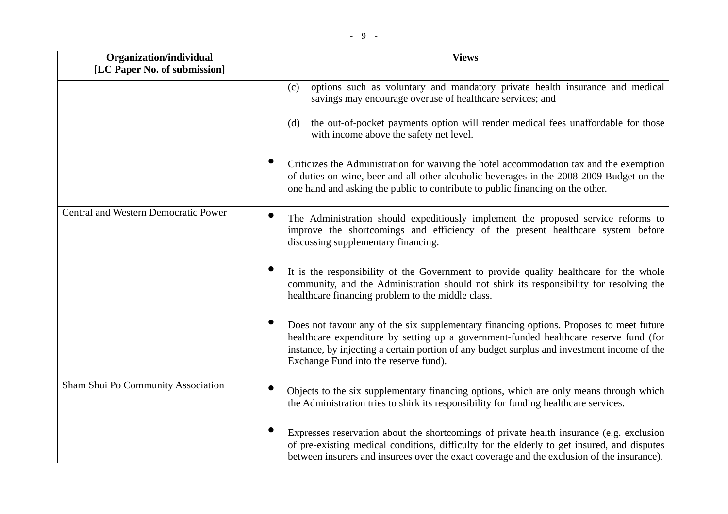| Organization/individual [LC Paper No. of submission] | Views |
| --- | --- |
| | (c) options such as voluntary and mandatory private health insurance and medical savings may encourage overuse of healthcare services; and<br><br>(d) the out-of-pocket payments option will render medical fees unaffordable for those with income above the safety net level.<br><br>• Criticizes the Administration for waiving the hotel accommodation tax and the exemption of duties on wine, beer and all other alcoholic beverages in the 2008-2009 Budget on the one hand and asking the public to contribute to public financing on the other. |
| Central and Western Democratic Power | • The Administration should expeditiously implement the proposed service reforms to improve the shortcomings and efficiency of the present healthcare system before discussing supplementary financing.<br><br>• It is the responsibility of the Government to provide quality healthcare for the whole community, and the Administration should not shirk its responsibility for resolving the healthcare financing problem to the middle class.<br><br>• Does not favour any of the six supplementary financing options. Proposes to meet future healthcare expenditure by setting up a government-funded healthcare reserve fund (for instance, by injecting a certain portion of any budget surplus and investment income of the Exchange Fund into the reserve fund). |
| Sham Shui Po Community Association | • Objects to the six supplementary financing options, which are only means through which the Administration tries to shirk its responsibility for funding healthcare services.<br><br>• Expresses reservation about the shortcomings of private health insurance (e.g. exclusion of pre-existing medical conditions, difficulty for the elderly to get insured, and disputes between insurers and insurees over the exact coverage and the exclusion of the insurance). |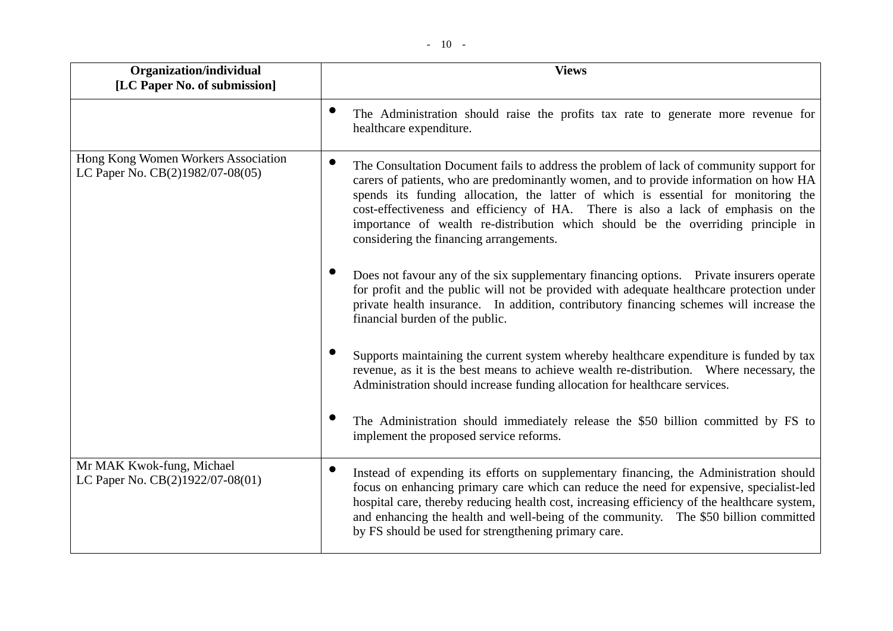| Organization/individual [LC Paper No. of submission] | Views |
|---|---|
| | • The Administration should raise the profits tax rate to generate more revenue for healthcare expenditure. |
| Hong Kong Women Workers Association LC Paper No. CB(2)1982/07-08(05) | • The Consultation Document fails to address the problem of lack of community support for carers of patients, who are predominantly women, and to provide information on how HA spends its funding allocation, the latter of which is essential for monitoring the cost-effectiveness and efficiency of HA. There is also a lack of emphasis on the importance of wealth re-distribution which should be the overriding principle in considering the financing arrangements.<br><br>• Does not favour any of the six supplementary financing options. Private insurers operate for profit and the public will not be provided with adequate healthcare protection under private health insurance. In addition, contributory financing schemes will increase the financial burden of the public.<br><br>• Supports maintaining the current system whereby healthcare expenditure is funded by tax revenue, as it is the best means to achieve wealth re-distribution. Where necessary, the Administration should increase funding allocation for healthcare services.<br><br>• The Administration should immediately release the $50 billion committed by FS to implement the proposed service reforms. |
| Mr MAK Kwok-fung, Michael LC Paper No. CB(2)1922/07-08(01) | • Instead of expending its efforts on supplementary financing, the Administration should focus on enhancing primary care which can reduce the need for expensive, specialist-led hospital care, thereby reducing health cost, increasing efficiency of the healthcare system, and enhancing the health and well-being of the community. The $50 billion committed by FS should be used for strengthening primary care. |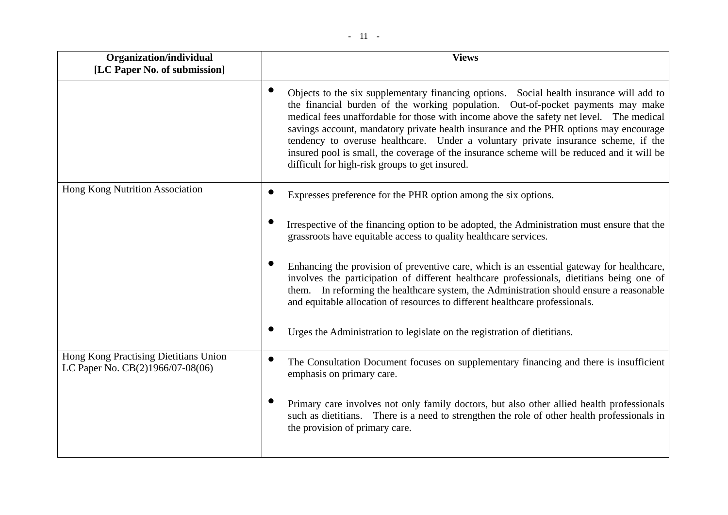| Organization/individual [LC Paper No. of submission] | Views |
|---|---|
| | • Objects to the six supplementary financing options. Social health insurance will add to the financial burden of the working population. Out-of-pocket payments may make medical fees unaffordable for those with income above the safety net level. The medical savings account, mandatory private health insurance and the PHR options may encourage tendency to overuse healthcare. Under a voluntary private insurance scheme, if the insured pool is small, the coverage of the insurance scheme will be reduced and it will be difficult for high-risk groups to get insured. |
| Hong Kong Nutrition Association | • Expresses preference for the PHR option among the six options.<br><br>• Irrespective of the financing option to be adopted, the Administration must ensure that the grassroots have equitable access to quality healthcare services.<br><br>• Enhancing the provision of preventive care, which is an essential gateway for healthcare, involves the participation of different healthcare professionals, dietitians being one of them. In reforming the healthcare system, the Administration should ensure a reasonable and equitable allocation of resources to different healthcare professionals.<br><br>• Urges the Administration to legislate on the registration of dietitians. |
| Hong Kong Practising Dietitians Union LC Paper No. CB(2)1966/07-08(06) | • The Consultation Document focuses on supplementary financing and there is insufficient emphasis on primary care.<br><br>• Primary care involves not only family doctors, but also other allied health professionals such as dietitians. There is a need to strengthen the role of other health professionals in the provision of primary care. |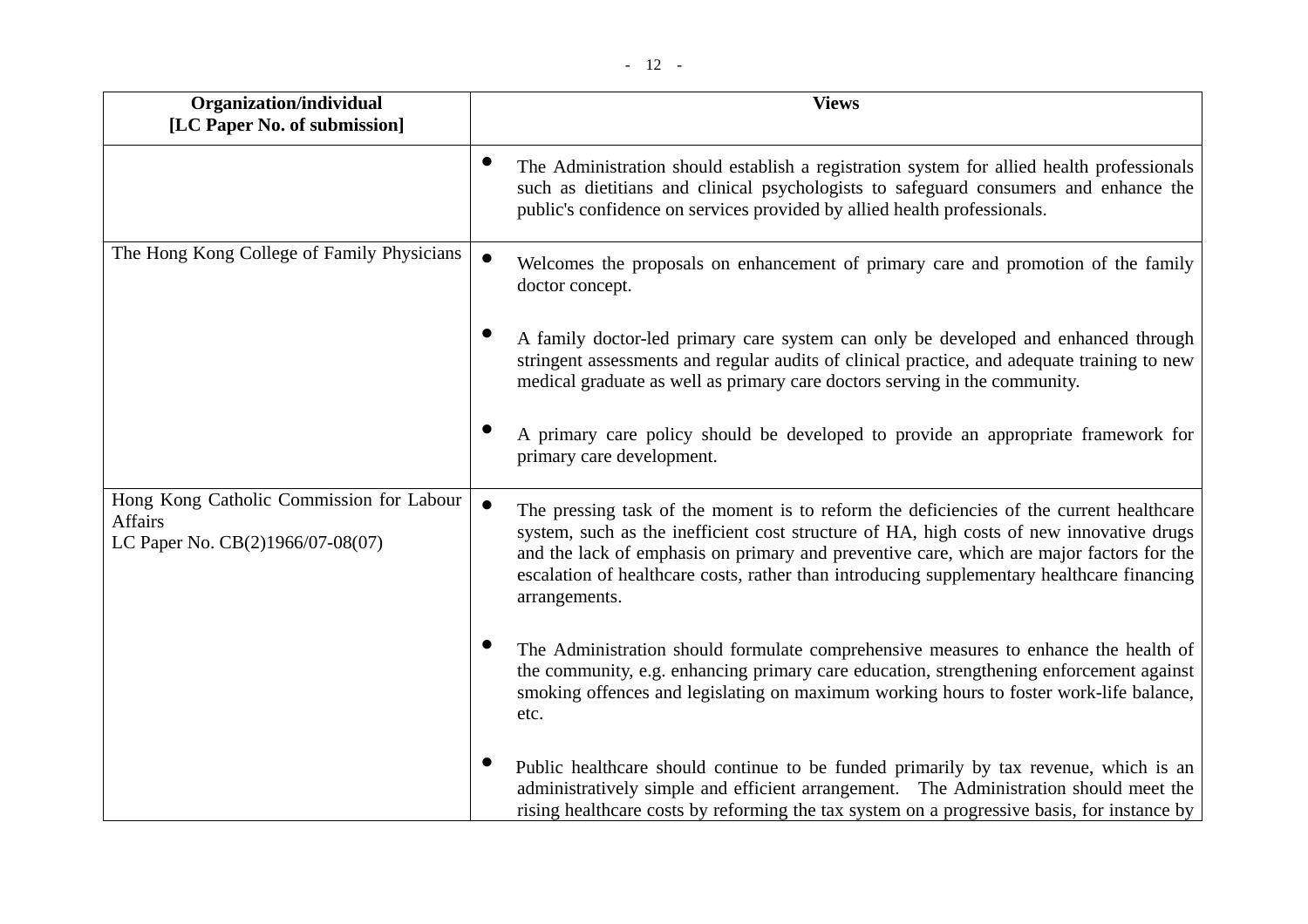| Organization/individual [LC Paper No. of submission] | Views |
|---|---|
| | • The Administration should establish a registration system for allied health professionals such as dietitians and clinical psychologists to safeguard consumers and enhance the public's confidence on services provided by allied health professionals. |
| The Hong Kong College of Family Physicians | • Welcomes the proposals on enhancement of primary care and promotion of the family doctor concept. <br><br> • A family doctor-led primary care system can only be developed and enhanced through stringent assessments and regular audits of clinical practice, and adequate training to new medical graduate as well as primary care doctors serving in the community. <br><br> • A primary care policy should be developed to provide an appropriate framework for primary care development. |
| Hong Kong Catholic Commission for Labour Affairs <br> LC Paper No. CB(2)1966/07-08(07) | • The pressing task of the moment is to reform the deficiencies of the current healthcare system, such as the inefficient cost structure of HA, high costs of new innovative drugs and the lack of emphasis on primary and preventive care, which are major factors for the escalation of healthcare costs, rather than introducing supplementary healthcare financing arrangements. <br><br> • The Administration should formulate comprehensive measures to enhance the health of the community, e.g. enhancing primary care education, strengthening enforcement against smoking offences and legislating on maximum working hours to foster work-life balance, etc. <br><br> • Public healthcare should continue to be funded primarily by tax revenue, which is an administratively simple and efficient arrangement. The Administration should meet the rising healthcare costs by reforming the tax system on a progressive basis, for instance by |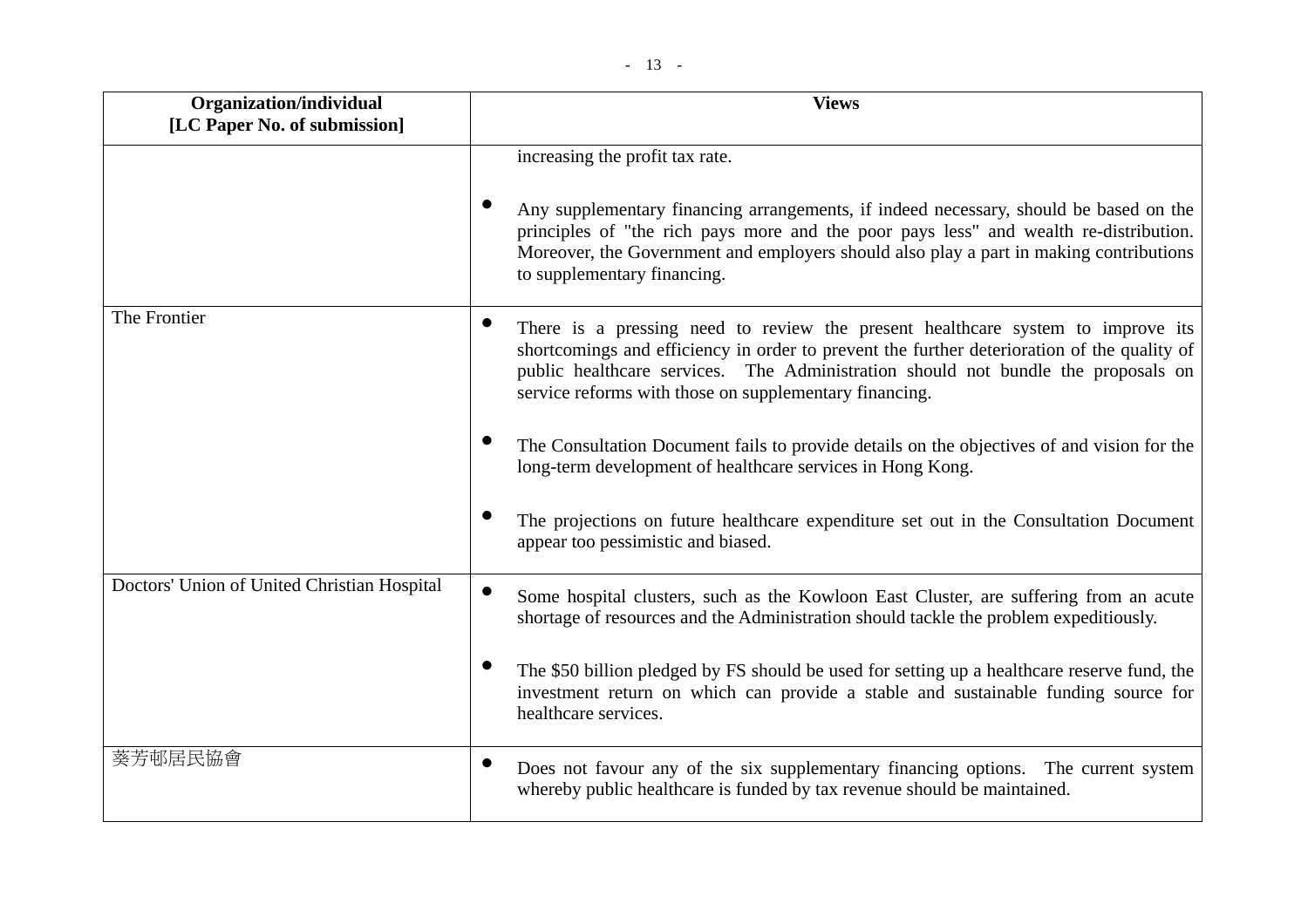| Organization/individual [LC Paper No. of submission] | Views |
| --- | --- |
| | increasing the profit tax rate.<br><br>• Any supplementary financing arrangements, if indeed necessary, should be based on the principles of "the rich pays more and the poor pays less" and wealth re-distribution. Moreover, the Government and employers should also play a part in making contributions to supplementary financing. |
| The Frontier | • There is a pressing need to review the present healthcare system to improve its shortcomings and efficiency in order to prevent the further deterioration of the quality of public healthcare services. The Administration should not bundle the proposals on service reforms with those on supplementary financing.<br><br>• The Consultation Document fails to provide details on the objectives of and vision for the long-term development of healthcare services in Hong Kong.<br><br>• The projections on future healthcare expenditure set out in the Consultation Document appear too pessimistic and biased. |
| Doctors' Union of United Christian Hospital | • Some hospital clusters, such as the Kowloon East Cluster, are suffering from an acute shortage of resources and the Administration should tackle the problem expeditiously.<br><br>• The $50 billion pledged by FS should be used for setting up a healthcare reserve fund, the investment return on which can provide a stable and sustainable funding source for healthcare services. |
| 葵芳邨居民協會 | • Does not favour any of the six supplementary financing options. The current system whereby public healthcare is funded by tax revenue should be maintained. |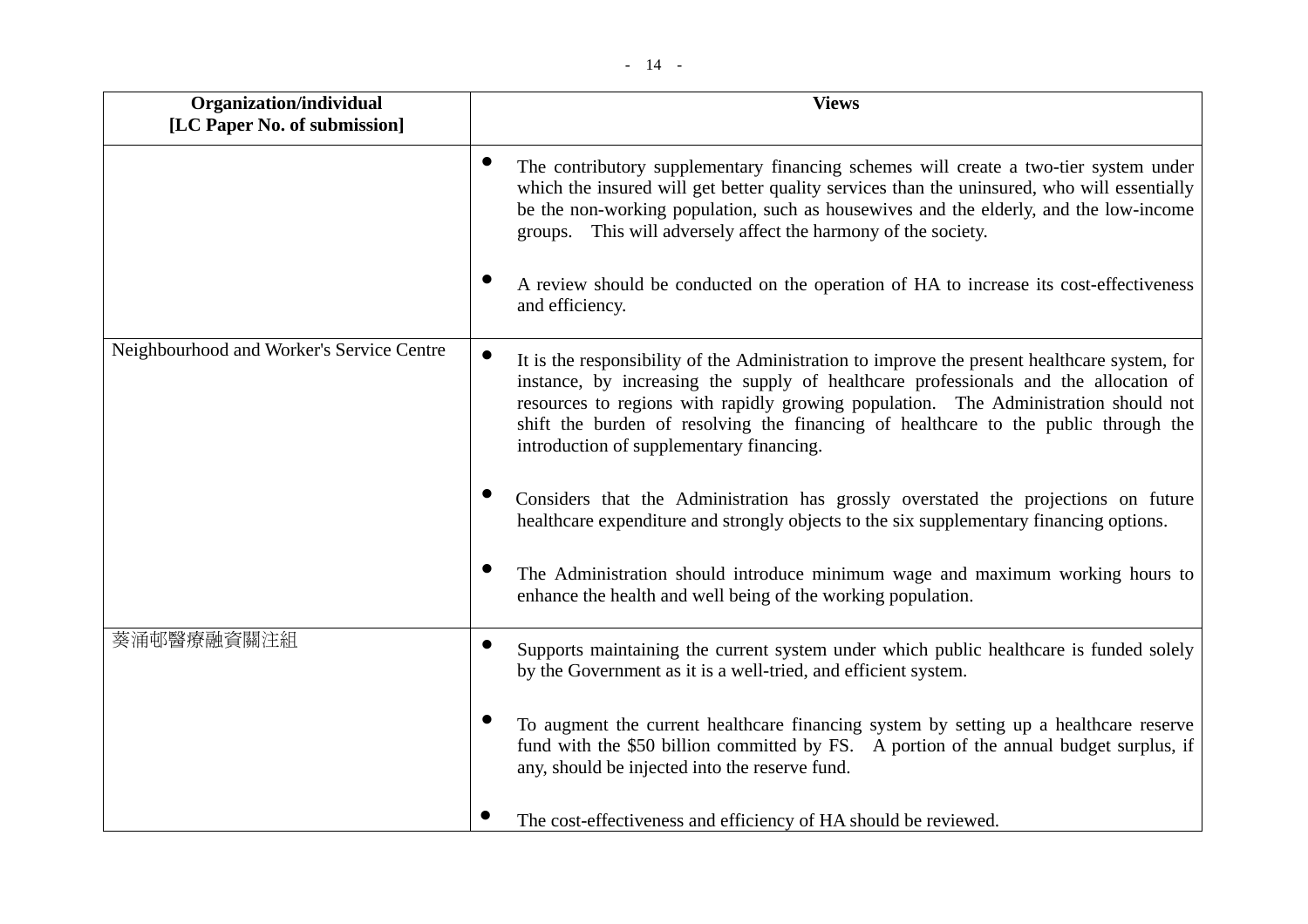| Organization/individual [LC Paper No. of submission] | Views |
|---|---|
| | • The contributory supplementary financing schemes will create a two-tier system under which the insured will get better quality services than the uninsured, who will essentially be the non-working population, such as housewives and the elderly, and the low-income groups. This will adversely affect the harmony of the society.<br><br>• A review should be conducted on the operation of HA to increase its cost-effectiveness and efficiency. |
| Neighbourhood and Worker's Service Centre | • It is the responsibility of the Administration to improve the present healthcare system, for instance, by increasing the supply of healthcare professionals and the allocation of resources to regions with rapidly growing population. The Administration should not shift the burden of resolving the financing of healthcare to the public through the introduction of supplementary financing.<br><br>• Considers that the Administration has grossly overstated the projections on future healthcare expenditure and strongly objects to the six supplementary financing options.<br><br>• The Administration should introduce minimum wage and maximum working hours to enhance the health and well being of the working population. |
| 葵涌邨醫療融資關注組 | • Supports maintaining the current system under which public healthcare is funded solely by the Government as it is a well-tried, and efficient system.<br><br>• To augment the current healthcare financing system by setting up a healthcare reserve fund with the $50 billion committed by FS. A portion of the annual budget surplus, if any, should be injected into the reserve fund.<br><br>• The cost-effectiveness and efficiency of HA should be reviewed. |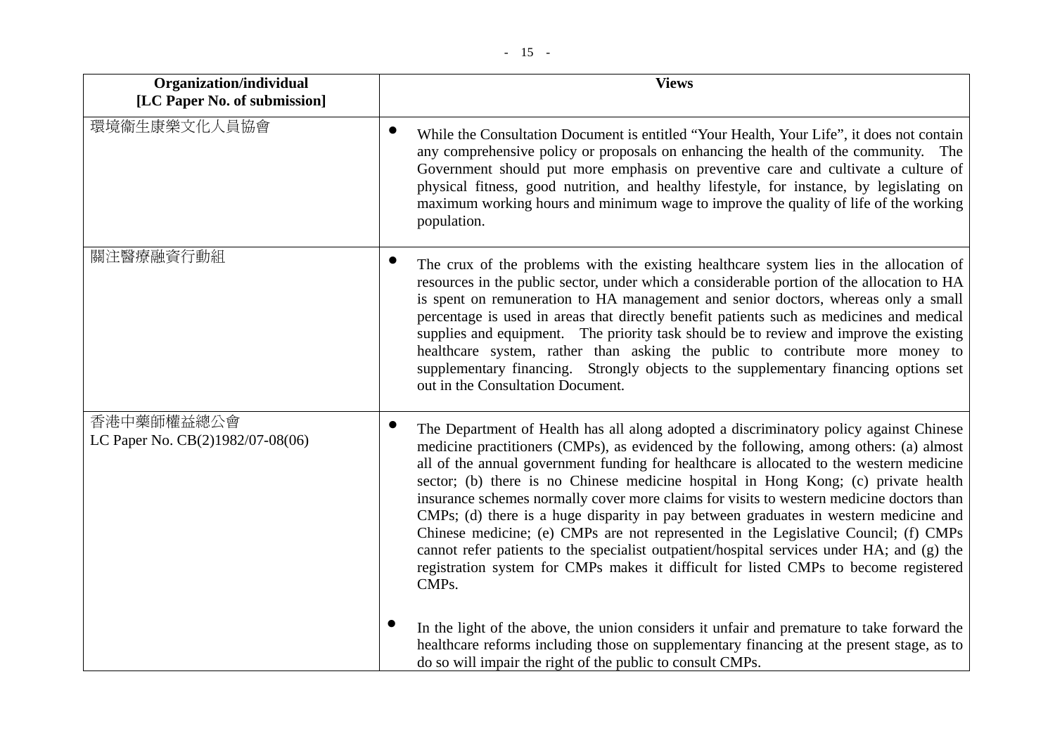| Organization/individual [LC Paper No. of submission] | Views |
| --- | --- |
| 環境衛生康樂文化人員協會 | • While the Consultation Document is entitled "Your Health, Your Life", it does not contain any comprehensive policy or proposals on enhancing the health of the community. The Government should put more emphasis on preventive care and cultivate a culture of physical fitness, good nutrition, and healthy lifestyle, for instance, by legislating on maximum working hours and minimum wage to improve the quality of life of the working population. |
| 關注醫療融資行動組 | • The crux of the problems with the existing healthcare system lies in the allocation of resources in the public sector, under which a considerable portion of the allocation to HA is spent on remuneration to HA management and senior doctors, whereas only a small percentage is used in areas that directly benefit patients such as medicines and medical supplies and equipment. The priority task should be to review and improve the existing healthcare system, rather than asking the public to contribute more money to supplementary financing. Strongly objects to the supplementary financing options set out in the Consultation Document. |
| 香港中藥師權益總公會<br>LC Paper No. CB(2)1982/07-08(06) | • The Department of Health has all along adopted a discriminatory policy against Chinese medicine practitioners (CMPs), as evidenced by the following, among others: (a) almost all of the annual government funding for healthcare is allocated to the western medicine sector; (b) there is no Chinese medicine hospital in Hong Kong; (c) private health insurance schemes normally cover more claims for visits to western medicine doctors than CMPs; (d) there is a huge disparity in pay between graduates in western medicine and Chinese medicine; (e) CMPs are not represented in the Legislative Council; (f) CMPs cannot refer patients to the specialist outpatient/hospital services under HA; and (g) the registration system for CMPs makes it difficult for listed CMPs to become registered CMPs.<br><br>• In the light of the above, the union considers it unfair and premature to take forward the healthcare reforms including those on supplementary financing at the present stage, as to do so will impair the right of the public to consult CMPs. |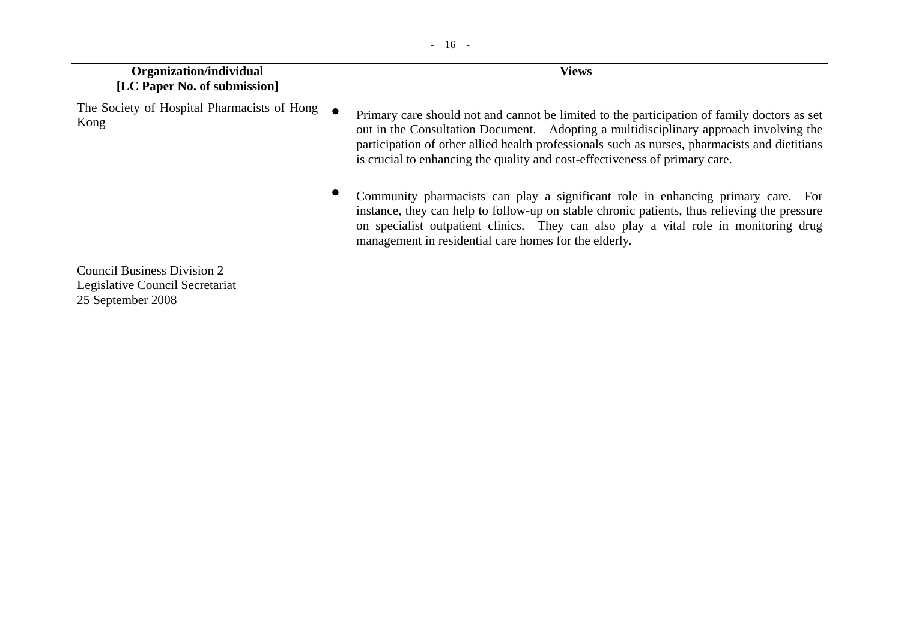| Organization/individual [LC Paper No. of submission] | Views |
|---|---|
| The Society of Hospital Pharmacists of Hong Kong | • Primary care should not and cannot be limited to the participation of family doctors as set out in the Consultation Document. Adopting a multidisciplinary approach involving the participation of other allied health professionals such as nurses, pharmacists and dietitians is crucial to enhancing the quality and cost-effectiveness of primary care.<br><br>• Community pharmacists can play a significant role in enhancing primary care. For instance, they can help to follow-up on stable chronic patients, thus relieving the pressure on specialist outpatient clinics. They can also play a vital role in monitoring drug management in residential care homes for the elderly. |

Council Business Division 2
Legislative Council Secretariat
25 September 2008